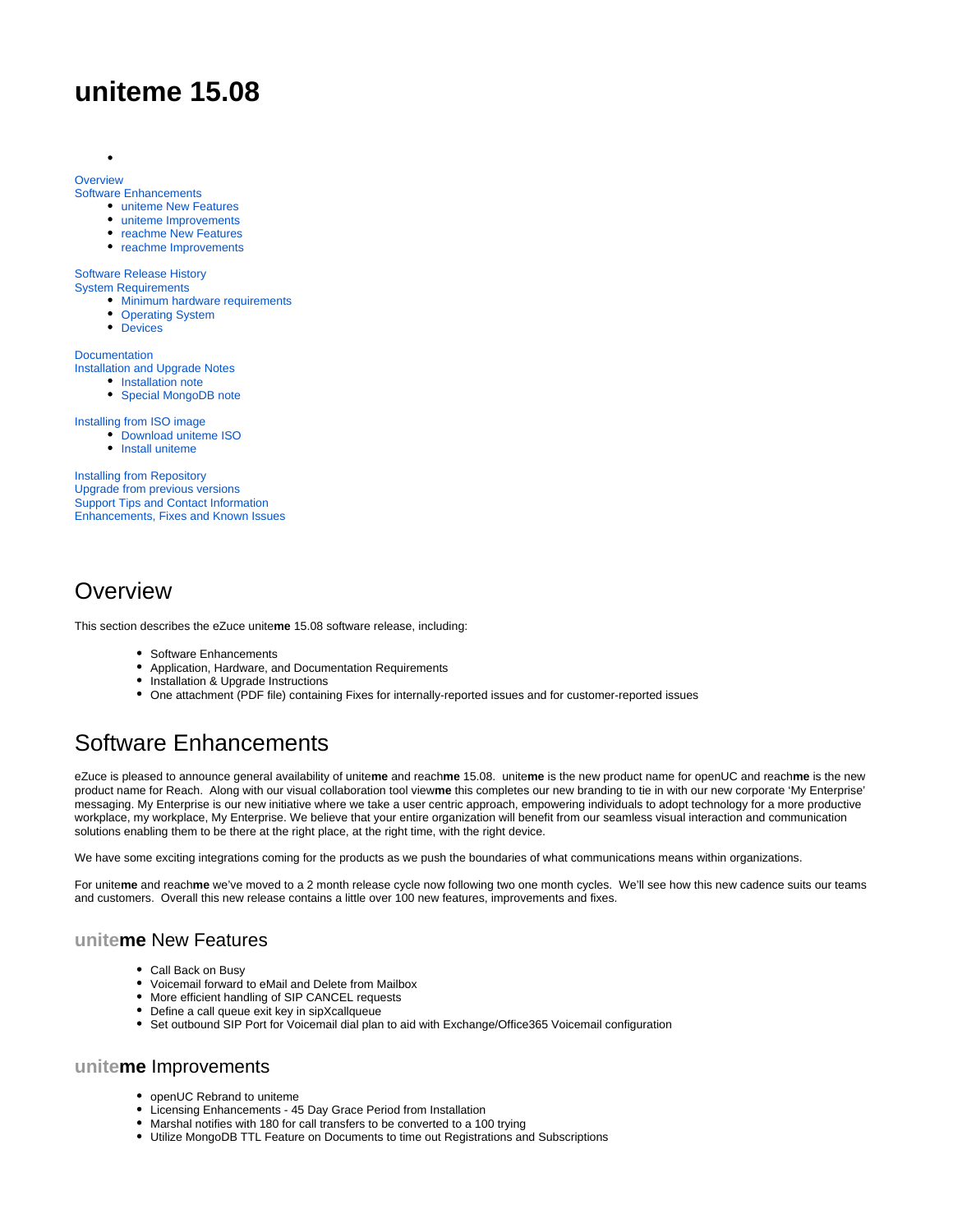# uniteme 15.08

- Overview
- Software Enhancements
  - uniteme New Features
  - uniteme Improvements
  - reachme New Features
  - reachme Improvements
- Software Release History
- System Requirements
  - Minimum hardware requirements
  - Operating System
  - Devices
- Documentation
- Installation and Upgrade Notes
  - Installation note
  - Special MongoDB note
- Installing from ISO image
  - Download uniteme ISO
  - Install uniteme
- Installing from Repository
- Upgrade from previous versions
- Support Tips and Contact Information
- Enhancements, Fixes and Known Issues

## Overview

This section describes the eZuce unite**me** 15.08 software release, including:

- Software Enhancements
- Application, Hardware, and Documentation Requirements
- Installation & Upgrade Instructions
- One attachment (PDF file) containing Fixes for internally-reported issues and for customer-reported issues

## Software Enhancements

eZuce is pleased to announce general availability of unite**me** and reach**me** 15.08. unite**me** is the new product name for openUC and reach**me** is the new product name for Reach. Along with our visual collaboration tool view**me** this completes our new branding to tie in with our new corporate 'My Enterprise' messaging. My Enterprise is our new initiative where we take a user centric approach, empowering individuals to adopt technology for a more productive workplace, my workplace, My Enterprise. We believe that your entire organization will benefit from our seamless visual interaction and communication solutions enabling them to be there at the right place, at the right time, with the right device.

We have some exciting integrations coming for the products as we push the boundaries of what communications means within organizations.

For unite**me** and reach**me** we've moved to a 2 month release cycle now following two one month cycles. We'll see how this new cadence suits our teams and customers. Overall this new release contains a little over 100 new features, improvements and fixes.

### unite**me** New Features

- Call Back on Busy
- Voicemail forward to eMail and Delete from Mailbox
- More efficient handling of SIP CANCEL requests
- Define a call queue exit key in sipXcallqueue
- Set outbound SIP Port for Voicemail dial plan to aid with Exchange/Office365 Voicemail configuration

### unite**me** Improvements

- openUC Rebrand to uniteme
- Licensing Enhancements - 45 Day Grace Period from Installation
- Marshal notifies with 180 for call transfers to be converted to a 100 trying
- Utilize MongoDB TTL Feature on Documents to time out Registrations and Subscriptions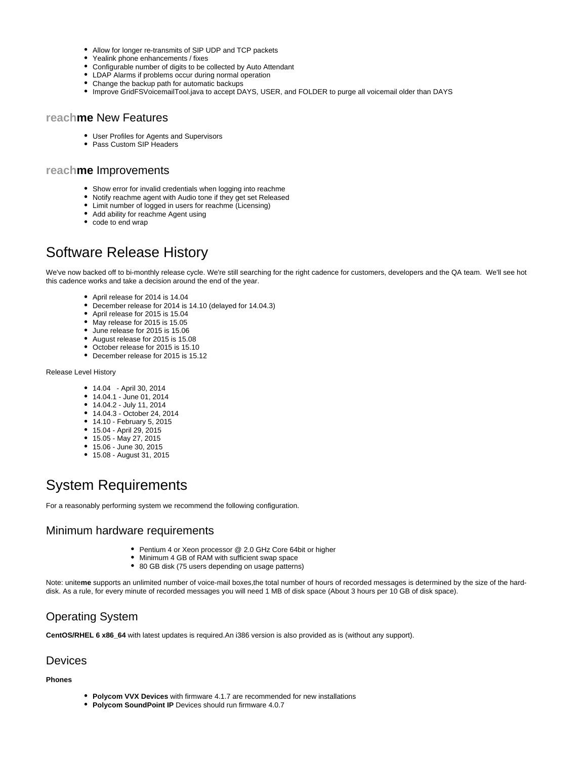- Allow for longer re-transmits of SIP UDP and TCP packets
- Yealink phone enhancements / fixes
- Configurable number of digits to be collected by Auto Attendant
- LDAP Alarms if problems occur during normal operation
- Change the backup path for automatic backups
- Improve GridFSVoicemailTool.java to accept DAYS, USER, and FOLDER to purge all voicemail older than DAYS

### reach**me** New Features

- User Profiles for Agents and Supervisors
- Pass Custom SIP Headers

### reach**me** Improvements

- Show error for invalid credentials when logging into reachme
- Notify reachme agent with Audio tone if they get set Released
- Limit number of logged in users for reachme (Licensing)
- Add ability for reachme Agent using
- code to end wrap

# Software Release History

We've now backed off to bi-monthly release cycle. We're still searching for the right cadence for customers, developers and the QA team.  We'll see hot this cadence works and take a decision around the end of the year.

- April release for 2014 is 14.04
- December release for 2014 is 14.10 (delayed for 14.04.3)
- April release for 2015 is 15.04
- May release for 2015 is 15.05
- June release for 2015 is 15.06
- August release for 2015 is 15.08
- October release for 2015 is 15.10
- December release for 2015 is 15.12

Release Level History

- 14.04   - April 30, 2014
- 14.04.1 - June 01, 2014
- 14.04.2 - July 11, 2014
- 14.04.3 - October 24, 2014
- 14.10 - February 5, 2015
- 15.04 - April 29, 2015
- 15.05 - May 27, 2015
- 15.06 - June 30, 2015
- 15.08 - August 31, 2015

# System Requirements

For a reasonably performing system we recommend the following configuration.

## Minimum hardware requirements

- Pentium 4 or Xeon processor @ 2.0 GHz Core 64bit or higher
- Minimum 4 GB of RAM with sufficient swap space
- 80 GB disk (75 users depending on usage patterns)

Note: unite**me** supports an unlimited number of voice-mail boxes,the total number of hours of recorded messages is determined by the size of the hard-disk. As a rule, for every minute of recorded messages you will need 1 MB of disk space (About 3 hours per 10 GB of disk space).

## Operating System

**CentOS/RHEL 6 x86_64** with latest updates is required.An i386 version is also provided as is (without any support).

## Devices

**Phones**

- **Polycom VVX Devices** with firmware 4.1.7 are recommended for new installations
- **Polycom SoundPoint IP** Devices should run firmware 4.0.7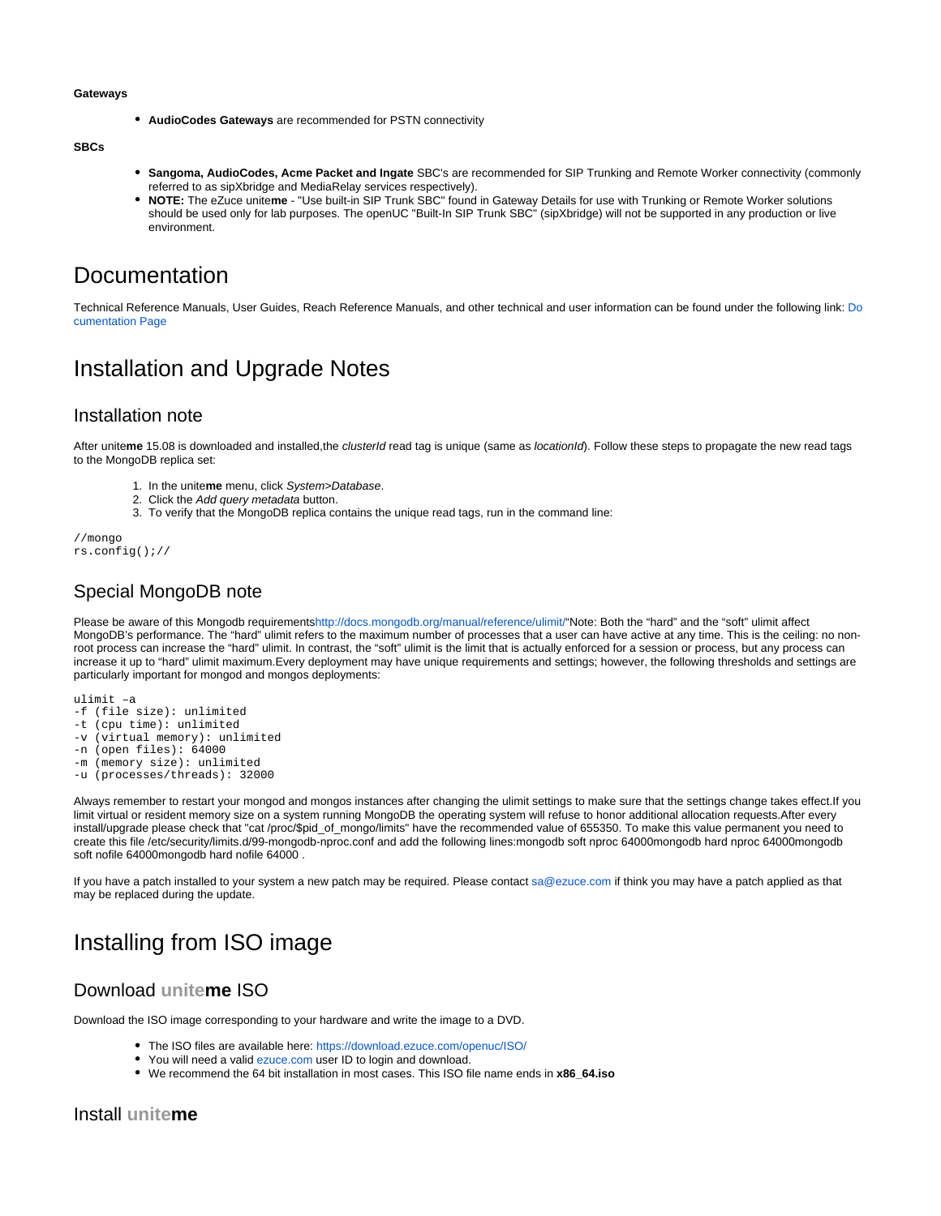**Gateways**

- **AudioCodes Gateways** are recommended for PSTN connectivity

**SBCs**

- **Sangoma, AudioCodes, Acme Packet and Ingate** SBC's are recommended for SIP Trunking and Remote Worker connectivity (commonly referred to as sipXbridge and MediaRelay services respectively).
- **NOTE:** The eZuce unite**me** - "Use built-in SIP Trunk SBC" found in Gateway Details for use with Trunking or Remote Worker solutions should be used only for lab purposes. The openUC "Built-In SIP Trunk SBC" (sipXbridge) will not be supported in any production or live environment.

# Documentation

Technical Reference Manuals, User Guides, Reach Reference Manuals, and other technical and user information can be found under the following link: Documentation Page

# Installation and Upgrade Notes

## Installation note

After unite**me** 15.08 is downloaded and installed,the *clusterId* read tag is unique (same as *locationId*). Follow these steps to propagate the new read tags to the MongoDB replica set:

1. In the unite**me** menu, click *System>Database*.
2. Click the *Add query metadata* button.
3. To verify that the MongoDB replica contains the unique read tags, run in the command line:

```
//mongo
rs.config();//
```

## Special MongoDB note

Please be aware of this Mongodb requirementshttp://docs.mongodb.org/manual/reference/ulimit/"Note: Both the "hard" and the "soft" ulimit affect MongoDB's performance. The "hard" ulimit refers to the maximum number of processes that a user can have active at any time. This is the ceiling: no non-root process can increase the "hard" ulimit. In contrast, the "soft" ulimit is the limit that is actually enforced for a session or process, but any process can increase it up to "hard" ulimit maximum.Every deployment may have unique requirements and settings; however, the following thresholds and settings are particularly important for mongod and mongos deployments:

```
ulimit –a
-f (file size): unlimited
-t (cpu time): unlimited
-v (virtual memory): unlimited
-n (open files): 64000
-m (memory size): unlimited
-u (processes/threads): 32000
```

Always remember to restart your mongod and mongos instances after changing the ulimit settings to make sure that the settings change takes effect.If you limit virtual or resident memory size on a system running MongoDB the operating system will refuse to honor additional allocation requests.After every install/upgrade please check that "cat /proc/$pid_of_mongo/limits" have the recommended value of 655350. To make this value permanent you need to create this file /etc/security/limits.d/99-mongodb-nproc.conf and add the following lines:mongodb soft nproc 64000mongodb hard nproc 64000mongodb soft nofile 64000mongodb hard nofile 64000 .

If you have a patch installed to your system a new patch may be required. Please contact sa@ezuce.com if think you may have a patch applied as that may be replaced during the update.

# Installing from ISO image

## Download unite**me** ISO

Download the ISO image corresponding to your hardware and write the image to a DVD.

- The ISO files are available here: https://download.ezuce.com/openuc/ISO/
- You will need a valid ezuce.com user ID to login and download.
- We recommend the 64 bit installation in most cases. This ISO file name ends in **x86_64.iso**

## Install unite**me**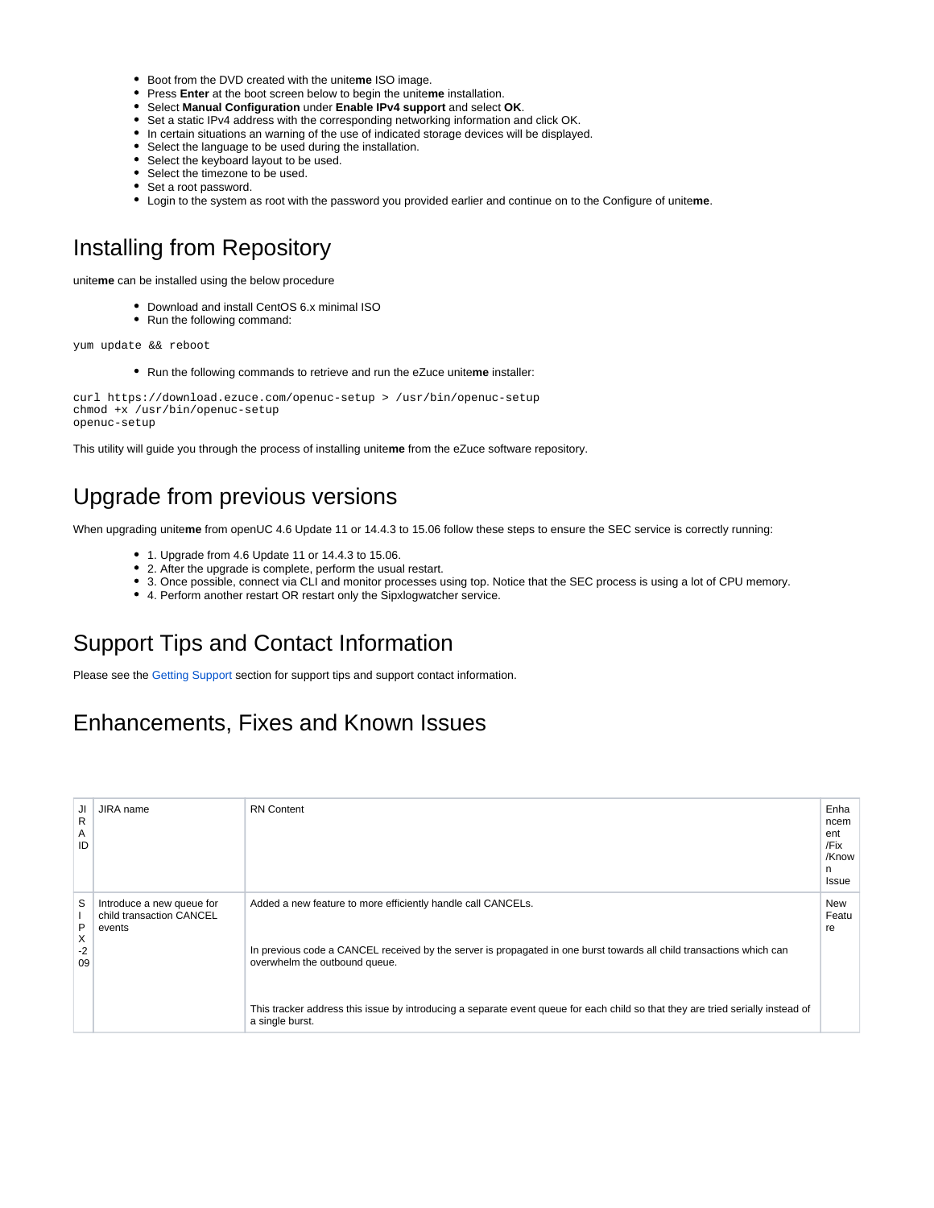- Boot from the DVD created with the unite**me** ISO image.
- Press **Enter** at the boot screen below to begin the unite**me** installation.
- Select **Manual Configuration** under **Enable IPv4 support** and select **OK**.
- Set a static IPv4 address with the corresponding networking information and click OK.
- In certain situations an warning of the use of indicated storage devices will be displayed.
- Select the language to be used during the installation.
- Select the keyboard layout to be used.
- Select the timezone to be used.
- Set a root password.
- Login to the system as root with the password you provided earlier and continue on to the Configure of unite**me**.

## Installing from Repository

unite**me** can be installed using the below procedure

- Download and install CentOS 6.x minimal ISO
- Run the following command:

```
yum update && reboot
```

- Run the following commands to retrieve and run the eZuce unite**me** installer:

```
curl https://download.ezuce.com/openuc-setup > /usr/bin/openuc-setup
chmod +x /usr/bin/openuc-setup
openuc-setup
```

This utility will guide you through the process of installing unite**me** from the eZuce software repository.

## Upgrade from previous versions

When upgrading unite**me** from openUC 4.6 Update 11 or 14.4.3 to 15.06 follow these steps to ensure the SEC service is correctly running:

- 1. Upgrade from 4.6 Update 11 or 14.4.3 to 15.06.
- 2. After the upgrade is complete, perform the usual restart.
- 3. Once possible, connect via CLI and monitor processes using top. Notice that the SEC process is using a lot of CPU memory.
- 4. Perform another restart OR restart only the Sipxlogwatcher service.

## Support Tips and Contact Information

Please see the Getting Support section for support tips and support contact information.

## Enhancements, Fixes and Known Issues

| JIRA ID | JIRA name | RN Content | Enhancement/Fix/Known Issue |
|---|---|---|---|
| SIPX-209 | Introduce a new queue for child transaction CANCEL events | Added a new feature to more efficiently handle call CANCELs.<br><br>In previous code a CANCEL received by the server is propagated in one burst towards all child transactions which can overwhelm the outbound queue.<br><br>This tracker address this issue by introducing a separate event queue for each child so that they are tried serially instead of a single burst. | New Feature |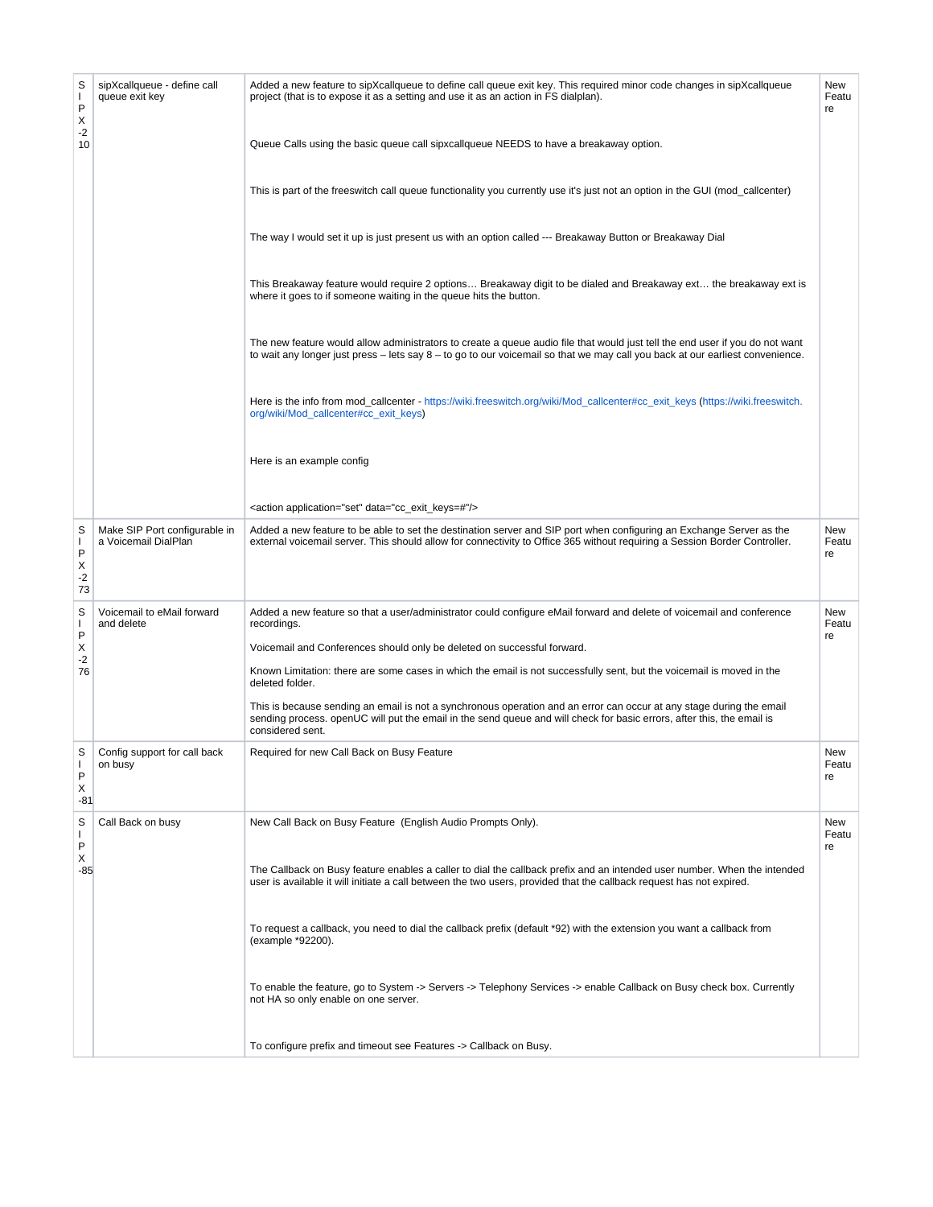| SIPX-210 | sipXcallqueue - define call queue exit key | Added a new feature to sipXcallqueue to define call queue exit key. This required minor code changes in sipXcallqueue project (that is to expose it as a setting and use it as an action in FS dialplan).<br><br>Queue Calls using the basic queue call sipxcallqueue NEEDS to have a breakaway option.<br><br>This is part of the freeswitch call queue functionality you currently use it's just not an option in the GUI (mod_callcenter)<br><br>The way I would set it up is just present us with an option called --- Breakaway Button or Breakaway Dial<br><br>This Breakaway feature would require 2 options… Breakaway digit to be dialed and Breakaway ext… the breakaway ext is where it goes to if someone waiting in the queue hits the button.<br><br>The new feature would allow administrators to create a queue audio file that would just tell the end user if you do not want to wait any longer just press – lets say 8 – to go to our voicemail so that we may call you back at our earliest convenience.<br><br>Here is the info from mod_callcenter - https://wiki.freeswitch.org/wiki/Mod_callcenter#cc_exit_keys (https://wiki.freeswitch.org/wiki/Mod_callcenter#cc_exit_keys)<br><br>Here is an example config<br><br><action application="set" data="cc_exit_keys=#"/> | New Feature |
|---|---|---|---|
| SIPX-273 | Make SIP Port configurable in a Voicemail DialPlan | Added a new feature to be able to set the destination server and SIP port when configuring an Exchange Server as the external voicemail server. This should allow for connectivity to Office 365 without requiring a Session Border Controller. | New Feature |
| SIPX-276 | Voicemail to eMail forward and delete | Added a new feature so that a user/administrator could configure eMail forward and delete of voicemail and conference recordings.<br><br>Voicemail and Conferences should only be deleted on successful forward.<br><br>Known Limitation: there are some cases in which the email is not successfully sent, but the voicemail is moved in the deleted folder.<br><br>This is because sending an email is not a synchronous operation and an error can occur at any stage during the email sending process. openUC will put the email in the send queue and will check for basic errors, after this, the email is considered sent. | New Feature |
| SIPX-81 | Config support for call back on busy | Required for new Call Back on Busy Feature | New Feature |
| SIPX-85 | Call Back on busy | New Call Back on Busy Feature (English Audio Prompts Only).<br><br>The Callback on Busy feature enables a caller to dial the callback prefix and an intended user number. When the intended user is available it will initiate a call between the two users, provided that the callback request has not expired.<br><br>To request a callback, you need to dial the callback prefix (default *92) with the extension you want a callback from (example *92200).<br><br>To enable the feature, go to System -> Servers -> Telephony Services -> enable Callback on Busy check box. Currently not HA so only enable on one server.<br><br>To configure prefix and timeout see Features -> Callback on Busy. | New Feature |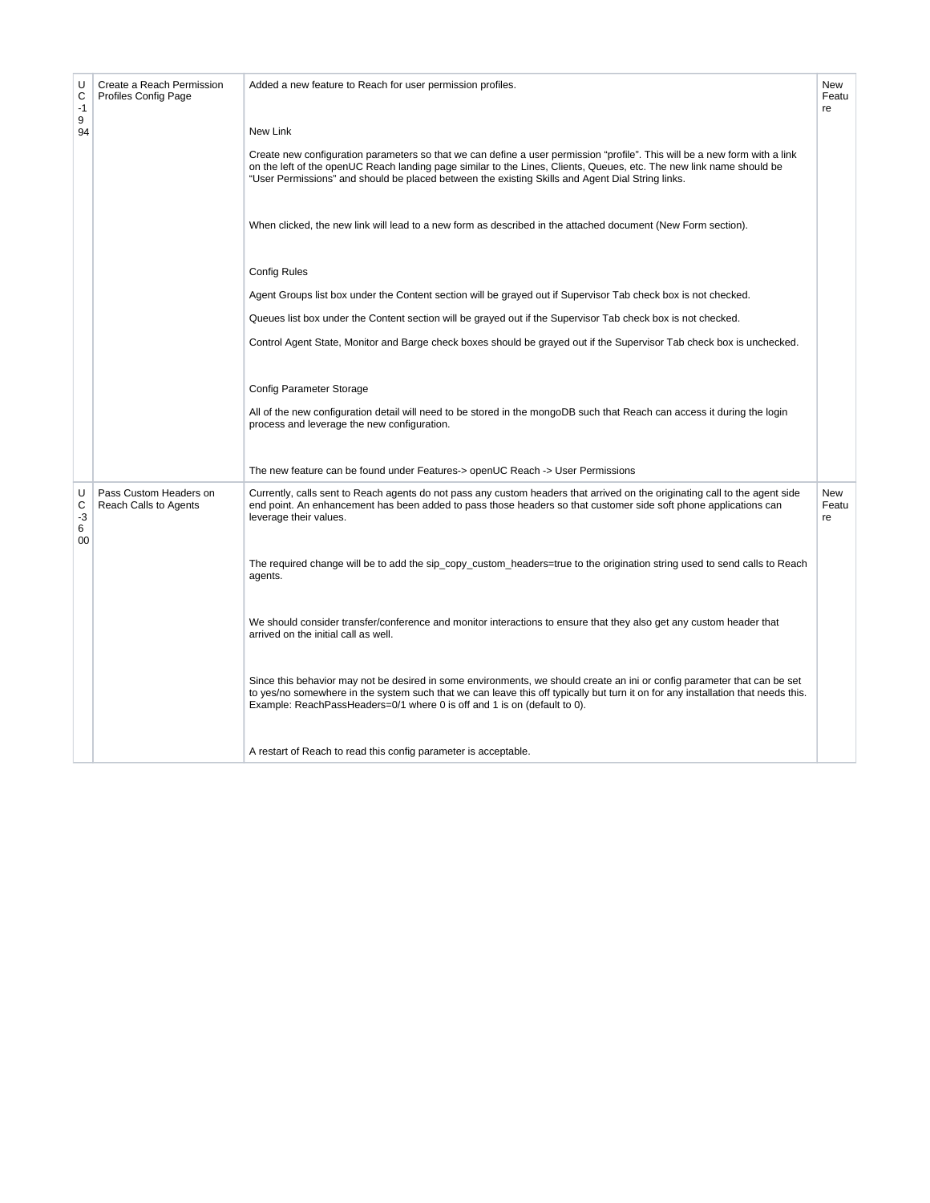| UC-1994 | Create a Reach Permission Profiles Config Page | Added a new feature to Reach for user permission profiles.<br><br>New Link<br><br>Create new configuration parameters so that we can define a user permission "profile". This will be a new form with a link on the left of the openUC Reach landing page similar to the Lines, Clients, Queues, etc. The new link name should be "User Permissions" and should be placed between the existing Skills and Agent Dial String links.<br><br>When clicked, the new link will lead to a new form as described in the attached document (New Form section).<br><br>Config Rules<br><br>Agent Groups list box under the Content section will be grayed out if Supervisor Tab check box is not checked.<br><br>Queues list box under the Content section will be grayed out if the Supervisor Tab check box is not checked.<br><br>Control Agent State, Monitor and Barge check boxes should be grayed out if the Supervisor Tab check box is unchecked.<br><br>Config Parameter Storage<br><br>All of the new configuration detail will need to be stored in the mongoDB such that Reach can access it during the login process and leverage the new configuration.<br><br>The new feature can be found under Features-> openUC Reach -> User Permissions | New Feature |
|---|---|---|---|
| UC-3600 | Pass Custom Headers on Reach Calls to Agents | Currently, calls sent to Reach agents do not pass any custom headers that arrived on the originating call to the agent side end point. An enhancement has been added to pass those headers so that customer side soft phone applications can leverage their values.<br><br>The required change will be to add the sip_copy_custom_headers=true to the origination string used to send calls to Reach agents.<br><br>We should consider transfer/conference and monitor interactions to ensure that they also get any custom header that arrived on the initial call as well.<br><br>Since this behavior may not be desired in some environments, we should create an ini or config parameter that can be set to yes/no somewhere in the system such that we can leave this off typically but turn it on for any installation that needs this. Example: ReachPassHeaders=0/1 where 0 is off and 1 is on (default to 0).<br><br>A restart of Reach to read this config parameter is acceptable. | New Feature |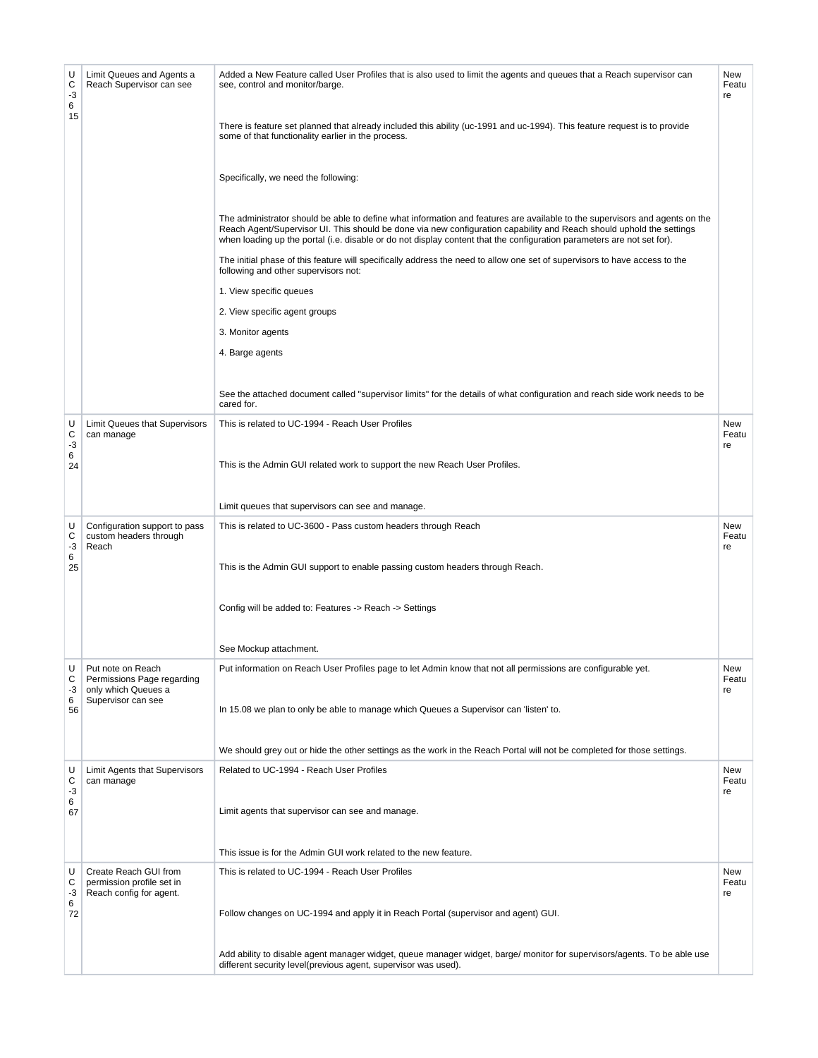| UC-3615 | Limit Queues and Agents a Reach Supervisor can see | Added a New Feature called User Profiles that is also used to limit the agents and queues that a Reach supervisor can see, control and monitor/barge.<br><br>There is feature set planned that already included this ability (uc-1991 and uc-1994). This feature request is to provide some of that functionality earlier in the process.<br><br>Specifically, we need the following:<br><br>The administrator should be able to define what information and features are available to the supervisors and agents on the Reach Agent/Supervisor UI. This should be done via new configuration capability and Reach should uphold the settings when loading up the portal (i.e. disable or do not display content that the configuration parameters are not set for).<br><br>The initial phase of this feature will specifically address the need to allow one set of supervisors to have access to the following and other supervisors not:<br><br>1. View specific queues<br><br>2. View specific agent groups<br><br>3. Monitor agents<br><br>4. Barge agents<br><br>See the attached document called "supervisor limits" for the details of what configuration and reach side work needs to be cared for. | New Feature |
|---|---|---|---|
| UC-3624 | Limit Queues that Supervisors can manage | This is related to UC-1994 - Reach User Profiles<br><br>This is the Admin GUI related work to support the new Reach User Profiles.<br><br>Limit queues that supervisors can see and manage. | New Feature |
| UC-3625 | Configuration support to pass custom headers through Reach | This is related to UC-3600 - Pass custom headers through Reach<br><br>This is the Admin GUI support to enable passing custom headers through Reach.<br><br>Config will be added to: Features -> Reach -> Settings<br><br>See Mockup attachment. | New Feature |
| UC-3656 | Put note on Reach Permissions Page regarding only which Queues a Supervisor can see | Put information on Reach User Profiles page to let Admin know that not all permissions are configurable yet.<br><br>In 15.08 we plan to only be able to manage which Queues a Supervisor can 'listen' to.<br><br>We should grey out or hide the other settings as the work in the Reach Portal will not be completed for those settings. | New Feature |
| UC-3667 | Limit Agents that Supervisors can manage | Related to UC-1994 - Reach User Profiles<br><br>Limit agents that supervisor can see and manage.<br><br>This issue is for the Admin GUI work related to the new feature. | New Feature |
| UC-3672 | Create Reach GUI from permission profile set in Reach config for agent. | This is related to UC-1994 - Reach User Profiles<br><br>Follow changes on UC-1994 and apply it in Reach Portal (supervisor and agent) GUI.<br><br>Add ability to disable agent manager widget, queue manager widget, barge/ monitor for supervisors/agents. To be able use different security level(previous agent, supervisor was used). | New Feature |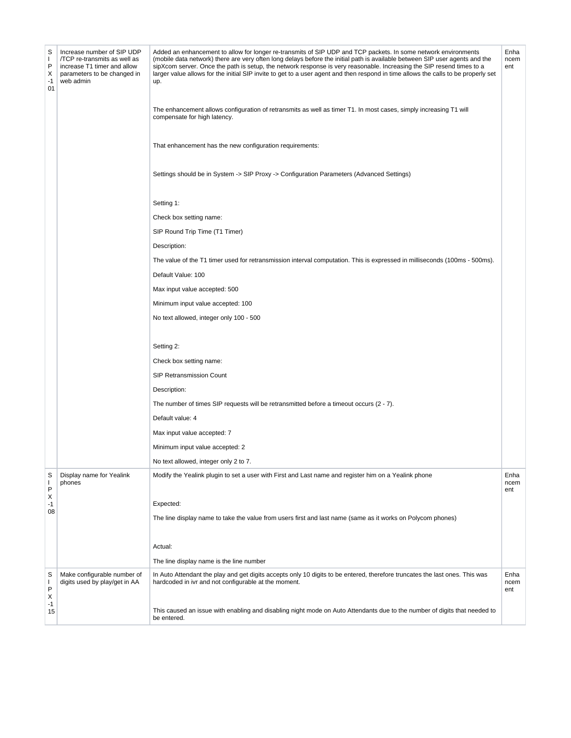| | | | |
|---|---|---|---|
| SIPX-101 | Increase number of SIP UDP /TCP re-transmits as well as increase T1 timer and allow parameters to be changed in web admin | Added an enhancement to allow for longer re-transmits of SIP UDP and TCP packets. In some network environments (mobile data network) there are very often long delays before the initial path is available between SIP user agents and the sipXcom server. Once the path is setup, the network response is very reasonable. Increasing the SIP resend times to a larger value allows for the initial SIP invite to get to a user agent and then respond in time allows the calls to be properly set up.<br><br>The enhancement allows configuration of retransmits as well as timer T1. In most cases, simply increasing T1 will compensate for high latency.<br><br>That enhancement has the new configuration requirements:<br><br>Settings should be in System -> SIP Proxy -> Configuration Parameters (Advanced Settings)<br><br>Setting 1:<br>Check box setting name:<br>SIP Round Trip Time (T1 Timer)<br>Description:<br>The value of the T1 timer used for retransmission interval computation. This is expressed in milliseconds (100ms - 500ms).<br>Default Value: 100<br>Max input value accepted: 500<br>Minimum input value accepted: 100<br>No text allowed, integer only 100 - 500<br><br>Setting 2:<br>Check box setting name:<br>SIP Retransmission Count<br>Description:<br>The number of times SIP requests will be retransmitted before a timeout occurs (2 - 7).<br>Default value: 4<br>Max input value accepted: 7<br>Minimum input value accepted: 2<br>No text allowed, integer only 2 to 7. | Enhancement |
| SIPX-108 | Display name for Yealink phones | Modify the Yealink plugin to set a user with First and Last name and register him on a Yealink phone<br><br>Expected:<br>The line display name to take the value from users first and last name (same as it works on Polycom phones)<br><br>Actual:<br>The line display name is the line number | Enhancement |
| SIPX-115 | Make configurable number of digits used by play/get in AA | In Auto Attendant the play and get digits accepts only 10 digits to be entered, therefore truncates the last ones. This was hardcoded in ivr and not configurable at the moment.<br><br>This caused an issue with enabling and disabling night mode on Auto Attendants due to the number of digits that needed to be entered. | Enhancement |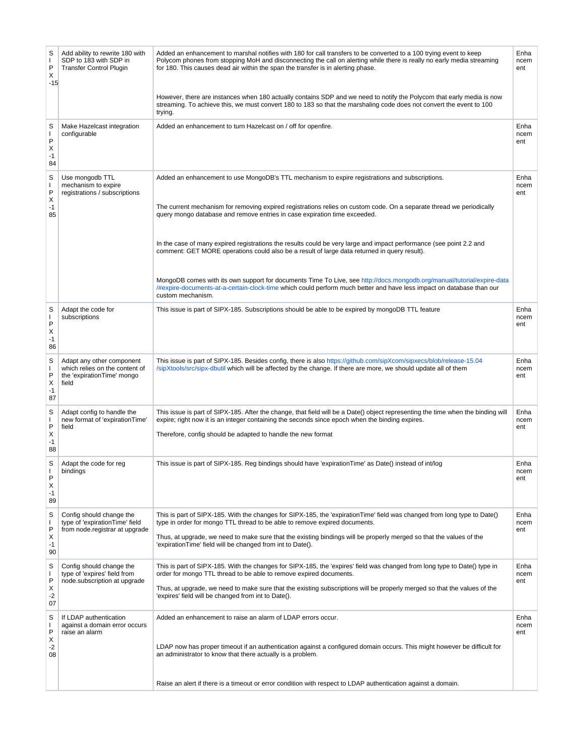| SIPX-15 | Add ability to rewrite 180 with SDP to 183 with SDP in Transfer Control Plugin | Added an enhancement to marshal notifies with 180 for call transfers to be converted to a 100 trying event to keep Polycom phones from stopping MoH and disconnecting the call on alerting while there is really no early media streaming for 180. This causes dead air within the span the transfer is in alerting phase.<br><br>However, there are instances when 180 actually contains SDP and we need to notify the Polycom that early media is now streaming. To achieve this, we must convert 180 to 183 so that the marshaling code does not convert the event to 100 trying. | Enhancement |
|---|---|---|---|
| SIPX-184 | Make Hazelcast integration configurable | Added an enhancement to turn Hazelcast on / off for openfire. | Enhancement |
| SIPX-185 | Use mongodb TTL mechanism to expire registrations / subscriptions | Added an enhancement to use MongoDB's TTL mechanism to expire registrations and subscriptions.<br><br>The current mechanism for removing expired registrations relies on custom code. On a separate thread we periodically query mongo database and remove entries in case expiration time exceeded.<br><br>In the case of many expired registrations the results could be very large and impact performance (see point 2.2 and comment: GET MORE operations could also be a result of large data returned in query result).<br><br>MongoDB comes with its own support for documents Time To Live, see http://docs.mongodb.org/manual/tutorial/expire-data/#expire-documents-at-a-certain-clock-time which could perform much better and have less impact on database than our custom mechanism. | Enhancement |
| SIPX-186 | Adapt the code for subscriptions | This issue is part of SIPX-185. Subscriptions should be able to be expired by mongoDB TTL feature | Enhancement |
| SIPX-187 | Adapt any other component which relies on the content of the 'expirationTime' mongo field | This issue is part of SIPX-185. Besides config, there is also https://github.com/sipXcom/sipxecs/blob/release-15.04/sipXtools/src/sipx-dbutil which will be affected by the change. If there are more, we should update all of them | Enhancement |
| SIPX-188 | Adapt config to handle the new format of 'expirationTime' field | This issue is part of SIPX-185. After the change, that field will be a Date() object representing the time when the binding will expire; right now it is an integer containing the seconds since epoch when the binding expires.<br><br>Therefore, config should be adapted to handle the new format | Enhancement |
| SIPX-189 | Adapt the code for reg bindings | This issue is part of SIPX-185. Reg bindings should have 'expirationTime' as Date() instead of int/log | Enhancement |
| SIPX-190 | Config should change the type of 'expirationTime' field from node.registrar at upgrade | This is part of SIPX-185. With the changes for SIPX-185, the 'expirationTime' field was changed from long type to Date() type in order for mongo TTL thread to be able to remove expired documents.<br><br>Thus, at upgrade, we need to make sure that the existing bindings will be properly merged so that the values of the 'expirationTime' field will be changed from int to Date(). | Enhancement |
| SIPX-207 | Config should change the type of 'expires' field from node.subscription at upgrade | This is part of SIPX-185. With the changes for SIPX-185, the 'expires' field was changed from long type to Date() type in order for mongo TTL thread to be able to remove expired documents.<br><br>Thus, at upgrade, we need to make sure that the existing subscriptions will be properly merged so that the values of the 'expires' field will be changed from int to Date(). | Enhancement |
| SIPX-208 | If LDAP authentication against a domain error occurs raise an alarm | Added an enhancement to raise an alarm of LDAP errors occur.<br><br>LDAP now has proper timeout if an authentication against a configured domain occurs. This might however be difficult for an administrator to know that there actually is a problem.<br><br>Raise an alert if there is a timeout or error condition with respect to LDAP authentication against a domain. | Enhancement |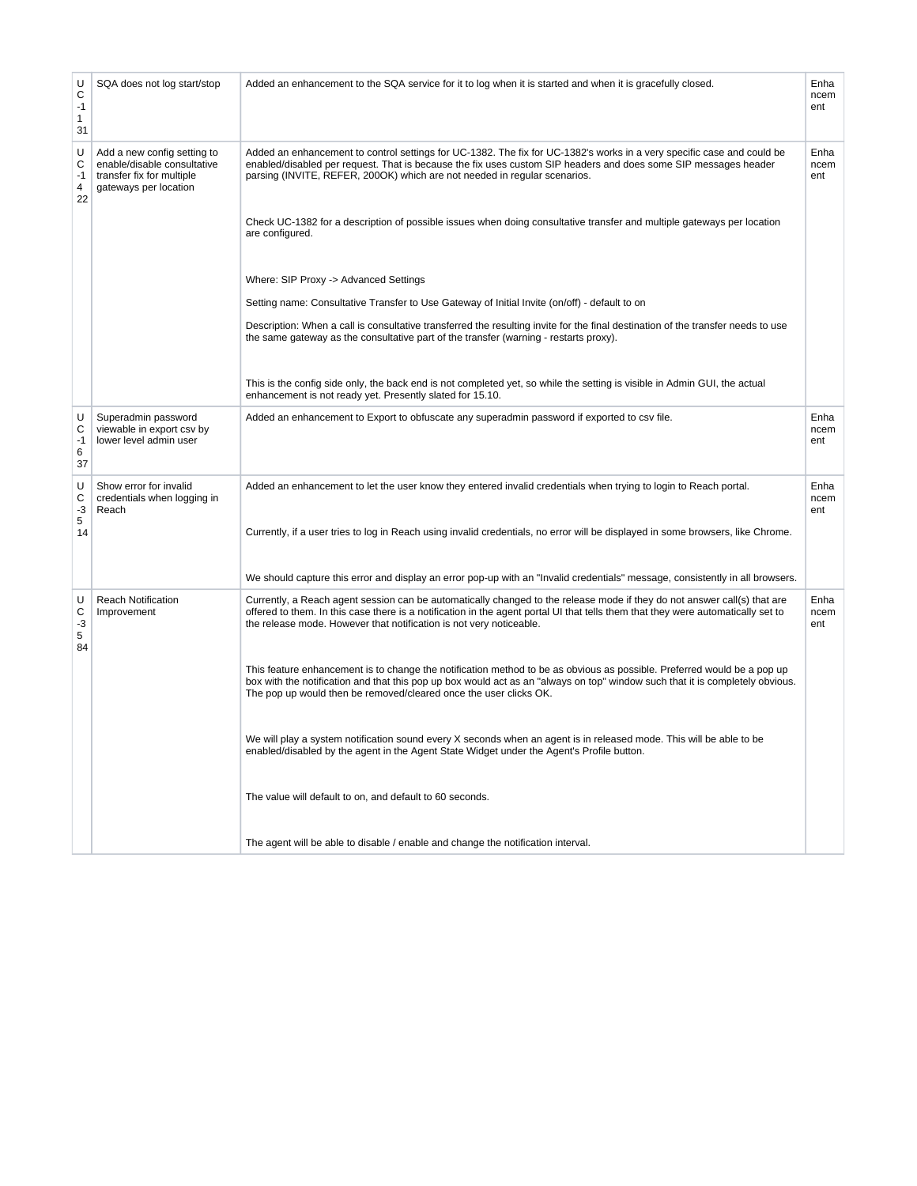| | | | |
|---|---|---|---|
| UC-1131 | SQA does not log start/stop | Added an enhancement to the SQA service for it to log when it is started and when it is gracefully closed. | Enhancement |
| UC-1422 | Add a new config setting to enable/disable consultative transfer fix for multiple gateways per location | Added an enhancement to control settings for UC-1382. The fix for UC-1382's works in a very specific case and could be enabled/disabled per request. That is because the fix uses custom SIP headers and does some SIP messages header parsing (INVITE, REFER, 200OK) which are not needed in regular scenarios.<br><br>Check UC-1382 for a description of possible issues when doing consultative transfer and multiple gateways per location are configured.<br><br>Where: SIP Proxy -> Advanced Settings<br><br>Setting name: Consultative Transfer to Use Gateway of Initial Invite (on/off) - default to on<br><br>Description: When a call is consultative transferred the resulting invite for the final destination of the transfer needs to use the same gateway as the consultative part of the transfer (warning - restarts proxy).<br><br>This is the config side only, the back end is not completed yet, so while the setting is visible in Admin GUI, the actual enhancement is not ready yet. Presently slated for 15.10. | Enhancement |
| UC-1637 | Superadmin password viewable in export csv by lower level admin user | Added an enhancement to Export to obfuscate any superadmin password if exported to csv file. | Enhancement |
| UC-3514 | Show error for invalid credentials when logging in Reach | Added an enhancement to let the user know they entered invalid credentials when trying to login to Reach portal.<br><br>Currently, if a user tries to log in Reach using invalid credentials, no error will be displayed in some browsers, like Chrome.<br><br>We should capture this error and display an error pop-up with an "Invalid credentials" message, consistently in all browsers. | Enhancement |
| UC-3584 | Reach Notification Improvement | Currently, a Reach agent session can be automatically changed to the release mode if they do not answer call(s) that are offered to them. In this case there is a notification in the agent portal UI that tells them that they were automatically set to the release mode. However that notification is not very noticeable.<br><br>This feature enhancement is to change the notification method to be as obvious as possible. Preferred would be a pop up box with the notification and that this pop up box would act as an "always on top" window such that it is completely obvious. The pop up would then be removed/cleared once the user clicks OK.<br><br>We will play a system notification sound every X seconds when an agent is in released mode. This will be able to be enabled/disabled by the agent in the Agent State Widget under the Agent's Profile button.<br><br>The value will default to on, and default to 60 seconds.<br><br>The agent will be able to disable / enable and change the notification interval. | Enhancement |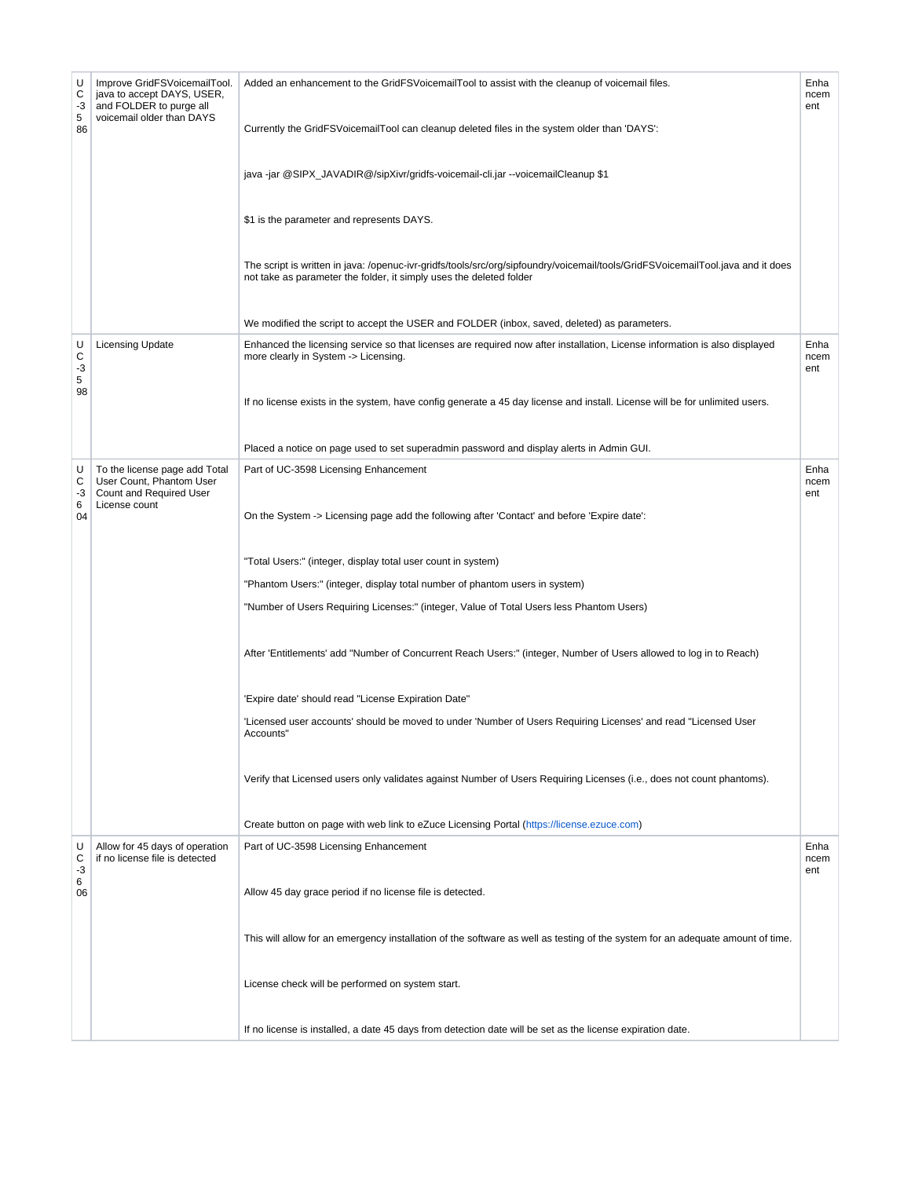| UC-3586 | Improve GridFSVoicemailTool.java to accept DAYS, USER, and FOLDER to purge all voicemail older than DAYS | Added an enhancement to the GridFSVoicemailTool to assist with the cleanup of voicemail files.<br><br>Currently the GridFSVoicemailTool can cleanup deleted files in the system older than 'DAYS':<br><br>java -jar @SIPX_JAVADIR@/sipXivr/gridfs-voicemail-cli.jar --voicemailCleanup $1<br><br>$1 is the parameter and represents DAYS.<br><br>The script is written in java: /openuc-ivr-gridfs/tools/src/org/sipfoundry/voicemail/tools/GridFSVoicemailTool.java and it does not take as parameter the folder, it simply uses the deleted folder<br><br>We modified the script to accept the USER and FOLDER (inbox, saved, deleted) as parameters. | Enhancement |
|---|---|---|---|
| UC-3598 | Licensing Update | Enhanced the licensing service so that licenses are required now after installation, License information is also displayed more clearly in System -> Licensing.<br><br>If no license exists in the system, have config generate a 45 day license and install. License will be for unlimited users.<br><br>Placed a notice on page used to set superadmin password and display alerts in Admin GUI. | Enhancement |
| UC-3604 | To the license page add Total User Count, Phantom User Count and Required User License count | Part of UC-3598 Licensing Enhancement<br><br>On the System -> Licensing page add the following after 'Contact' and before 'Expire date':<br><br>"Total Users:" (integer, display total user count in system)<br>"Phantom Users:" (integer, display total number of phantom users in system)<br>"Number of Users Requiring Licenses:" (integer, Value of Total Users less Phantom Users)<br><br>After 'Entitlements' add "Number of Concurrent Reach Users:" (integer, Number of Users allowed to log in to Reach)<br><br>'Expire date' should read "License Expiration Date"<br>'Licensed user accounts' should be moved to under 'Number of Users Requiring Licenses' and read "Licensed User Accounts"<br><br>Verify that Licensed users only validates against Number of Users Requiring Licenses (i.e., does not count phantoms).<br><br>Create button on page with web link to eZuce Licensing Portal (https://license.ezuce.com) | Enhancement |
| UC-3606 | Allow for 45 days of operation if no license file is detected | Part of UC-3598 Licensing Enhancement<br><br>Allow 45 day grace period if no license file is detected.<br><br>This will allow for an emergency installation of the software as well as testing of the system for an adequate amount of time.<br><br>License check will be performed on system start.<br><br>If no license is installed, a date 45 days from detection date will be set as the license expiration date. | Enhancement |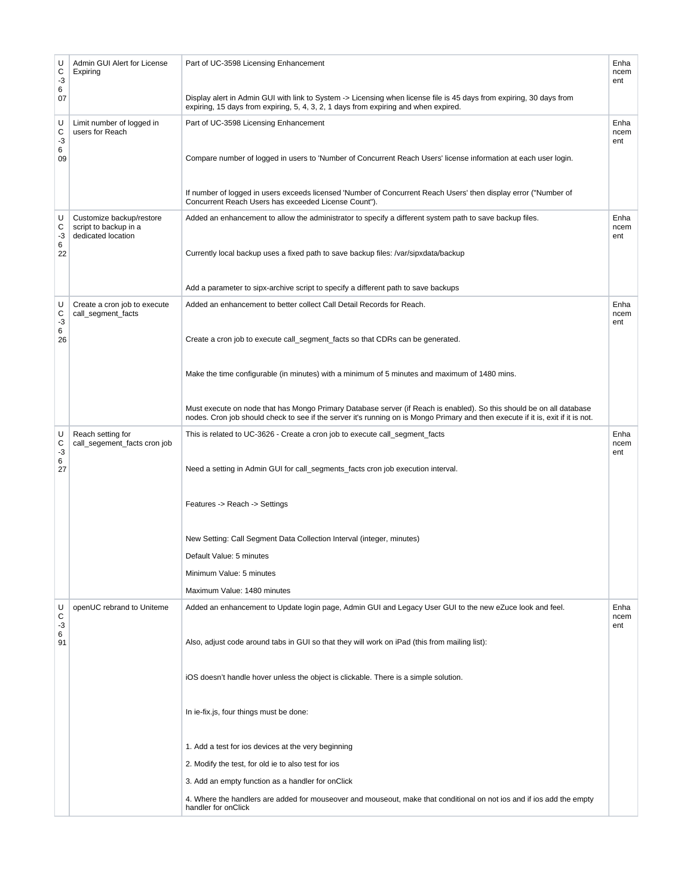| UC-3607 | Admin GUI Alert for License Expiring | Part of UC-3598 Licensing Enhancement<br><br>Display alert in Admin GUI with link to System -> Licensing when license file is 45 days from expiring, 30 days from expiring, 15 days from expiring, 5, 4, 3, 2, 1 days from expiring and when expired. | Enhancement |
|---|---|---|---|
| UC-3609 | Limit number of logged in users for Reach | Part of UC-3598 Licensing Enhancement<br><br>Compare number of logged in users to 'Number of Concurrent Reach Users' license information at each user login.<br><br>If number of logged in users exceeds licensed 'Number of Concurrent Reach Users' then display error ("Number of Concurrent Reach Users has exceeded License Count"). | Enhancement |
| UC-3622 | Customize backup/restore script to backup in a dedicated location | Added an enhancement to allow the administrator to specify a different system path to save backup files.<br><br>Currently local backup uses a fixed path to save backup files: /var/sipxdata/backup<br><br>Add a parameter to sipx-archive script to specify a different path to save backups | Enhancement |
| UC-3626 | Create a cron job to execute call_segment_facts | Added an enhancement to better collect Call Detail Records for Reach.<br><br>Create a cron job to execute call_segment_facts so that CDRs can be generated.<br><br>Make the time configurable (in minutes) with a minimum of 5 minutes and maximum of 1480 mins.<br><br>Must execute on node that has Mongo Primary Database server (if Reach is enabled). So this should be on all database nodes. Cron job should check to see if the server it's running on is Mongo Primary and then execute if it is, exit if it is not. | Enhancement |
| UC-3627 | Reach setting for call_segement_facts cron job | This is related to UC-3626 - Create a cron job to execute call_segment_facts<br><br>Need a setting in Admin GUI for call_segments_facts cron job execution interval.<br><br>Features -> Reach -> Settings<br><br>New Setting: Call Segment Data Collection Interval (integer, minutes)<br>Default Value: 5 minutes<br>Minimum Value: 5 minutes<br>Maximum Value: 1480 minutes | Enhancement |
| UC-3691 | openUC rebrand to Uniteme | Added an enhancement to Update login page, Admin GUI and Legacy User GUI to the new eZuce look and feel.<br><br>Also, adjust code around tabs in GUI so that they will work on iPad (this from mailing list):<br><br>iOS doesn't handle hover unless the object is clickable. There is a simple solution.<br><br>In ie-fix.js, four things must be done:<br><br>1. Add a test for ios devices at the very beginning<br>2. Modify the test, for old ie to also test for ios<br>3. Add an empty function as a handler for onClick<br>4. Where the handlers are added for mouseover and mouseout, make that conditional on not ios and if ios add the empty handler for onClick | Enhancement |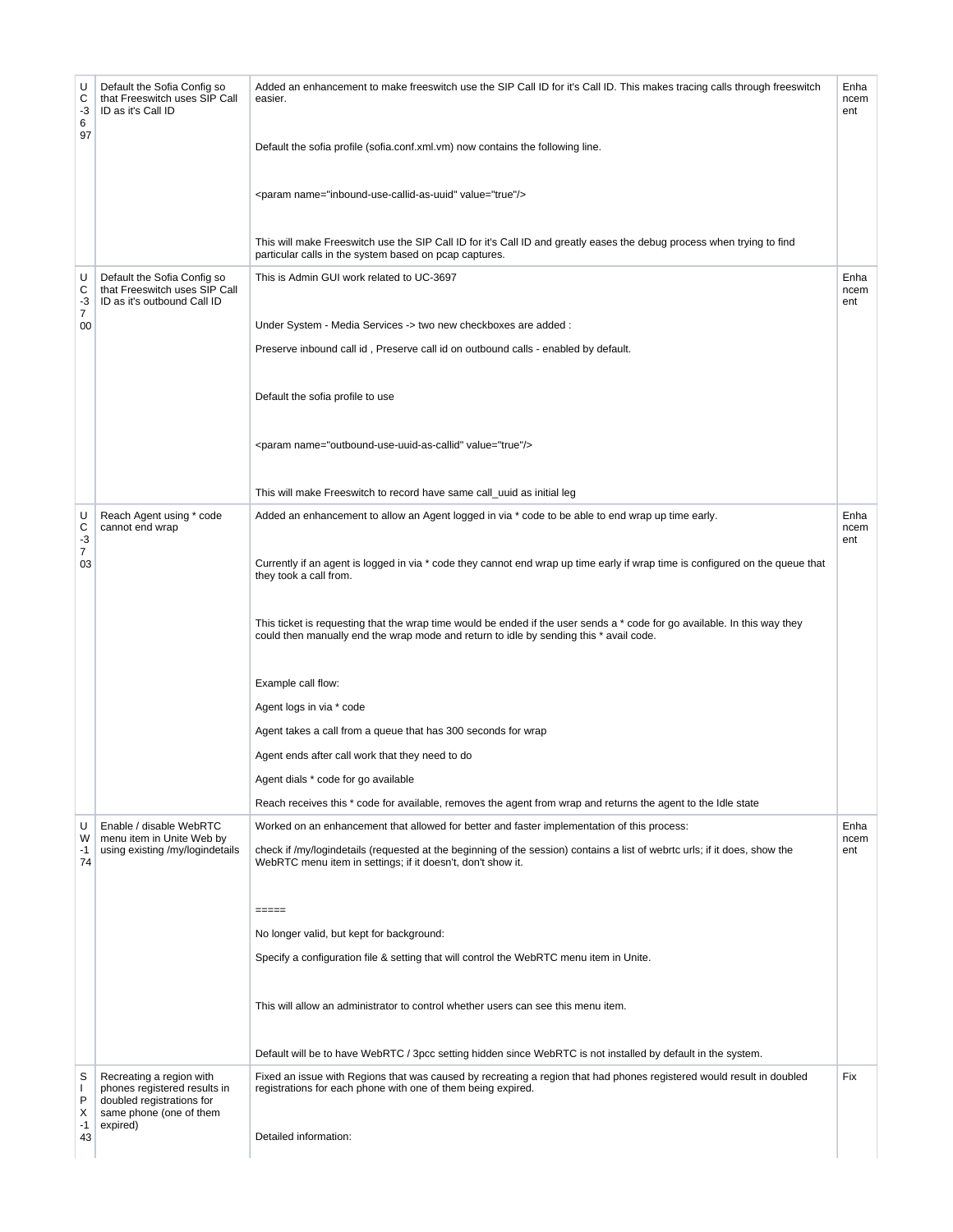| | | | |
|---|---|---|---|
| UC-3697 | Default the Sofia Config so that Freeswitch uses SIP Call ID as it's Call ID | Added an enhancement to make freeswitch use the SIP Call ID for it's Call ID. This makes tracing calls through freeswitch easier.<br><br>Default the sofia profile (sofia.conf.xml.vm) now contains the following line.<br><br><param name="inbound-use-callid-as-uuid" value="true"/><br><br>This will make Freeswitch use the SIP Call ID for it's Call ID and greatly eases the debug process when trying to find particular calls in the system based on pcap captures. | Enhancement |
| UC-3700 | Default the Sofia Config so that Freeswitch uses SIP Call ID as it's outbound Call ID | This is Admin GUI work related to UC-3697<br><br>Under System - Media Services -> two new checkboxes are added :<br><br>Preserve inbound call id , Preserve call id on outbound calls - enabled by default.<br><br>Default the sofia profile to use<br><br><param name="outbound-use-uuid-as-callid" value="true"/><br><br>This will make Freeswitch to record have same call_uuid as initial leg | Enhancement |
| UC-3703 | Reach Agent using * code cannot end wrap | Added an enhancement to allow an Agent logged in via * code to be able to end wrap up time early.<br><br>Currently if an agent is logged in via * code they cannot end wrap up time early if wrap time is configured on the queue that they took a call from.<br><br>This ticket is requesting that the wrap time would be ended if the user sends a * code for go available. In this way they could then manually end the wrap mode and return to idle by sending this * avail code.<br><br>Example call flow:<br><br>Agent logs in via * code<br><br>Agent takes a call from a queue that has 300 seconds for wrap<br><br>Agent ends after call work that they need to do<br><br>Agent dials * code for go available<br><br>Reach receives this * code for available, removes the agent from wrap and returns the agent to the Idle state | Enhancement |
| UW-174 | Enable / disable WebRTC menu item in Unite Web by using existing /my/logindetails | Worked on an enhancement that allowed for better and faster implementation of this process:<br><br>check if /my/logindetails (requested at the beginning of the session) contains a list of webrtc urls; if it does, show the WebRTC menu item in settings; if it doesn't, don't show it.<br><br>=====<br><br>No longer valid, but kept for background:<br><br>Specify a configuration file & setting that will control the WebRTC menu item in Unite.<br><br>This will allow an administrator to control whether users can see this menu item.<br><br>Default will be to have WebRTC / 3pcc setting hidden since WebRTC is not installed by default in the system. | Enhancement |
| SIPX-143 | Recreating a region with phones registered results in doubled registrations for same phone (one of them expired) | Fixed an issue with Regions that was caused by recreating a region that had phones registered would result in doubled registrations for each phone with one of them being expired.<br><br>Detailed information: | Fix |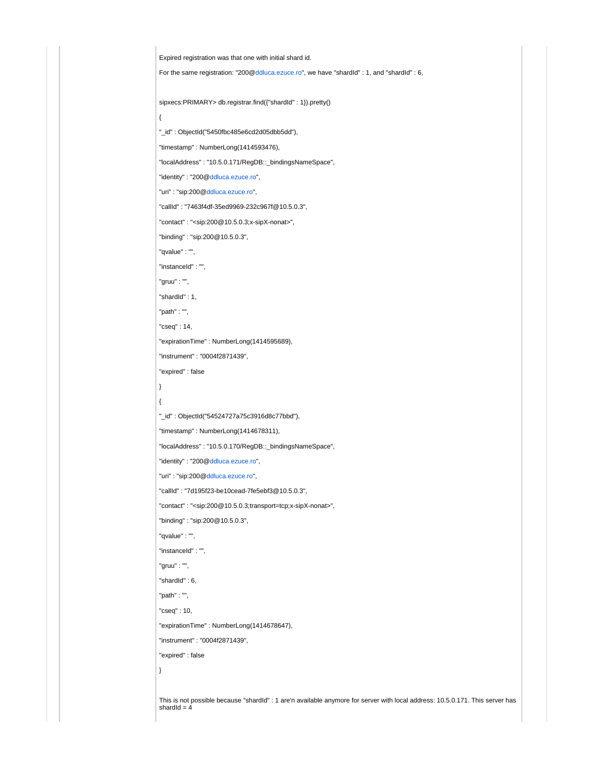Expired registration was that one with initial shard id.

For the same registration: "200@ddluca.ezuce.ro", we have "shardId" : 1, and "shardId" : 6,

```
sipxecs:PRIMARY> db.registrar.find({"shardId" : 1}).pretty()

{

"_id" : ObjectId("5450fbc485e6cd2d05dbb5dd"),

"timestamp" : NumberLong(1414593476),

"localAddress" : "10.5.0.171/RegDB::_bindingsNameSpace",

"identity" : "200@ddluca.ezuce.ro",

"uri" : "sip:200@ddluca.ezuce.ro",

"callId" : "7463f4df-35ed9969-232c967f@10.5.0.3",

"contact" : "<sip:200@10.5.0.3;x-sipX-nonat>",

"binding" : "sip:200@10.5.0.3",

"qvalue" : "",

"instanceId" : "",

"gruu" : "",

"shardId" : 1,

"path" : "",

"cseq" : 14,

"expirationTime" : NumberLong(1414595689),

"instrument" : "0004f2871439",

"expired" : false

}

{

"_id" : ObjectId("54524727a75c3916d8c77bbd"),

"timestamp" : NumberLong(1414678311),

"localAddress" : "10.5.0.170/RegDB::_bindingsNameSpace",

"identity" : "200@ddluca.ezuce.ro",

"uri" : "sip:200@ddluca.ezuce.ro",

"callId" : "7d195f23-be10cead-7fe5ebf3@10.5.0.3",

"contact" : "<sip:200@10.5.0.3;transport=tcp;x-sipX-nonat>",

"binding" : "sip:200@10.5.0.3",

"qvalue" : "",

"instanceId" : "",

"gruu" : "",

"shardId" : 6,

"path" : "",

"cseq" : 10,

"expirationTime" : NumberLong(1414678647),

"instrument" : "0004f2871439",

"expired" : false

}
```

This is not possible because "shardId" : 1 are'n available anymore for server with local address: 10.5.0.171. This server has shardId = 4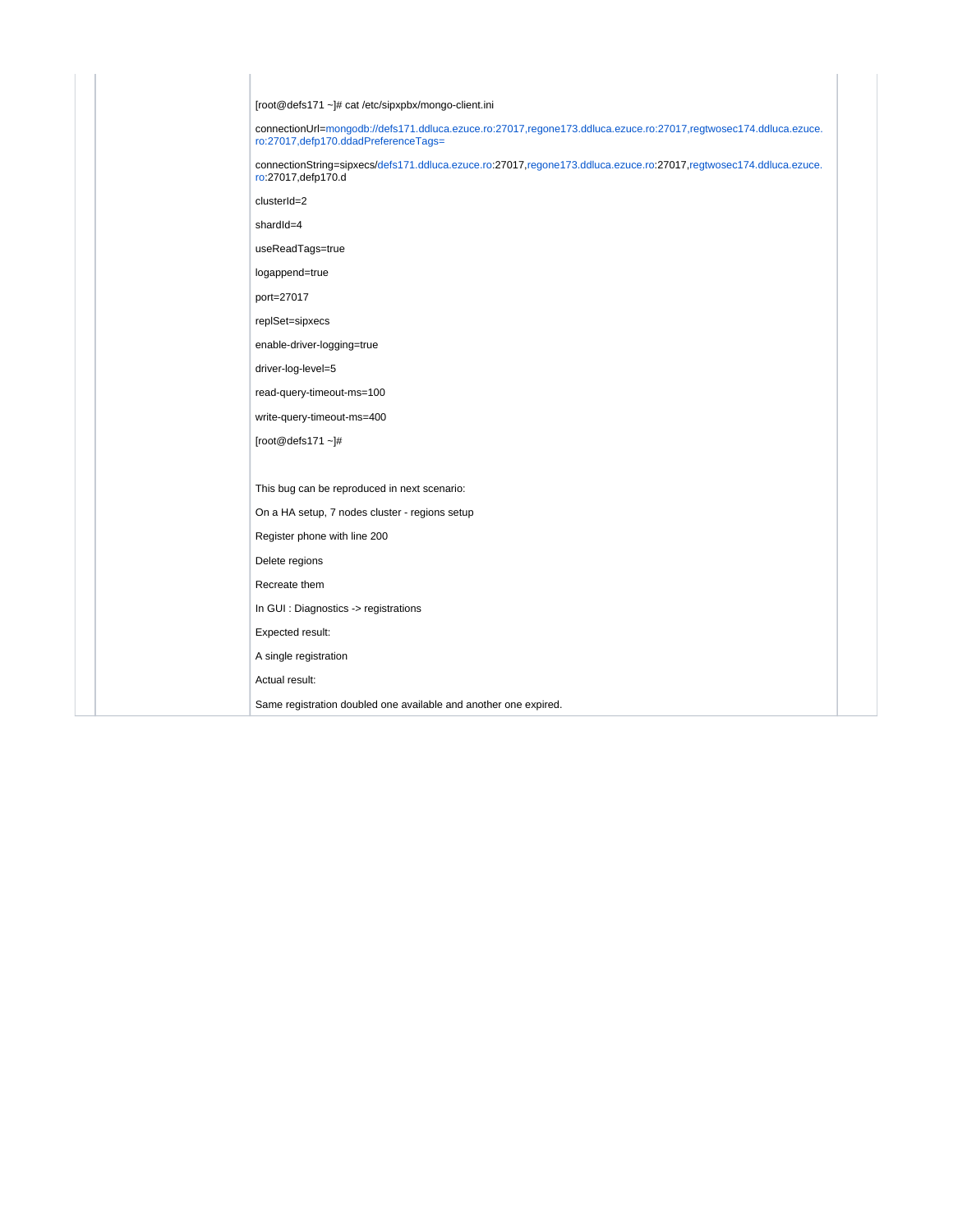```
[root@defs171 ~]# cat /etc/sipxpbx/mongo-client.ini

connectionUrl=mongodb://defs171.ddluca.ezuce.ro:27017,regone173.ddluca.ezuce.ro:27017,regtwosec174.ddluca.ezuce.ro:27017,defp170.ddadPreferenceTags=

connectionString=sipxecs/defs171.ddluca.ezuce.ro:27017,regone173.ddluca.ezuce.ro:27017,regtwosec174.ddluca.ezuce.ro:27017,defp170.d

clusterId=2

shardId=4

useReadTags=true

logappend=true

port=27017

replSet=sipxecs

enable-driver-logging=true

driver-log-level=5

read-query-timeout-ms=100

write-query-timeout-ms=400

[root@defs171 ~]#
```

This bug can be reproduced in next scenario:

On a HA setup, 7 nodes cluster - regions setup

Register phone with line 200

Delete regions

Recreate them

In GUI : Diagnostics -> registrations

Expected result:

A single registration

Actual result:

Same registration doubled one available and another one expired.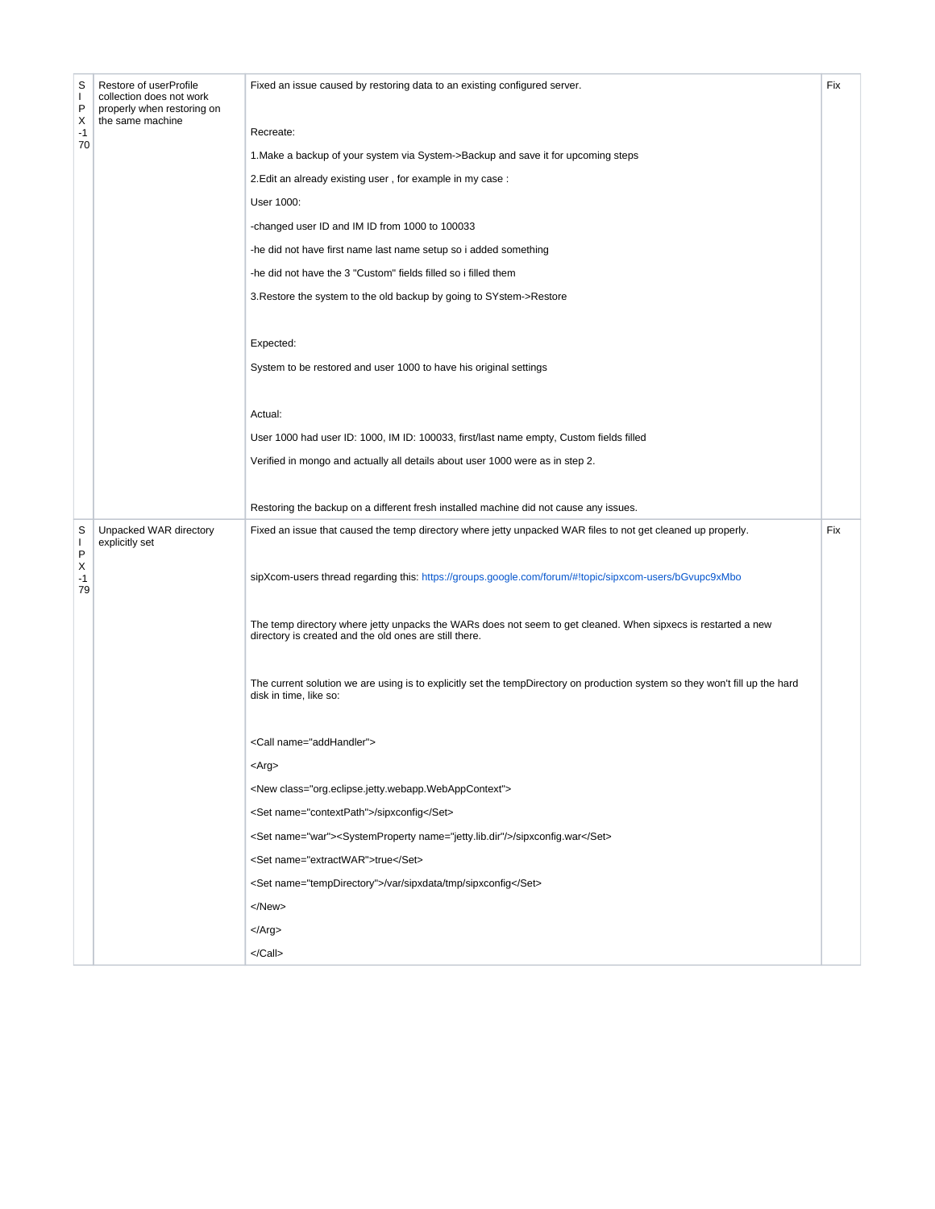| SIPX-170 | Restore of userProfile collection does not work properly when restoring on the same machine | Fixed an issue caused by restoring data to an existing configured server.<br><br>Recreate:<br><br>1.Make a backup of your system via System->Backup and save it for upcoming steps<br><br>2.Edit an already existing user , for example in my case :<br><br>User 1000:<br><br>-changed user ID and IM ID from 1000 to 100033<br><br>-he did not have first name last name setup so i added something<br><br>-he did not have the 3 "Custom" fields filled so i filled them<br><br>3.Restore the system to the old backup by going to SYstem->Restore<br><br>Expected:<br><br>System to be restored and user 1000 to have his original settings<br><br>Actual:<br><br>User 1000 had user ID: 1000, IM ID: 100033, first/last name empty, Custom fields filled<br><br>Verified in mongo and actually all details about user 1000 were as in step 2.<br><br>Restoring the backup on a different fresh installed machine did not cause any issues. | Fix |
|---|---|---|---|
| SIPX-179 | Unpacked WAR directory explicitly set | Fixed an issue that caused the temp directory where jetty unpacked WAR files to not get cleaned up properly.<br><br>sipXcom-users thread regarding this: https://groups.google.com/forum/#!topic/sipxcom-users/bGvupc9xMbo<br><br>The temp directory where jetty unpacks the WARs does not seem to get cleaned. When sipxecs is restarted a new directory is created and the old ones are still there.<br><br>The current solution we are using is to explicitly set the tempDirectory on production system so they won't fill up the hard disk in time, like so:<br><br>`<Call name="addHandler">`<br><br>`<Arg>`<br><br>`<New class="org.eclipse.jetty.webapp.WebAppContext">`<br><br>`<Set name="contextPath">/sipxconfig</Set>`<br><br>`<Set name="war"><SystemProperty name="jetty.lib.dir"/>/sipxconfig.war</Set>`<br><br>`<Set name="extractWAR">true</Set>`<br><br>`<Set name="tempDirectory">/var/sipxdata/tmp/sipxconfig</Set>`<br><br>`</New>`<br><br>`</Arg>`<br><br>`</Call>` | Fix |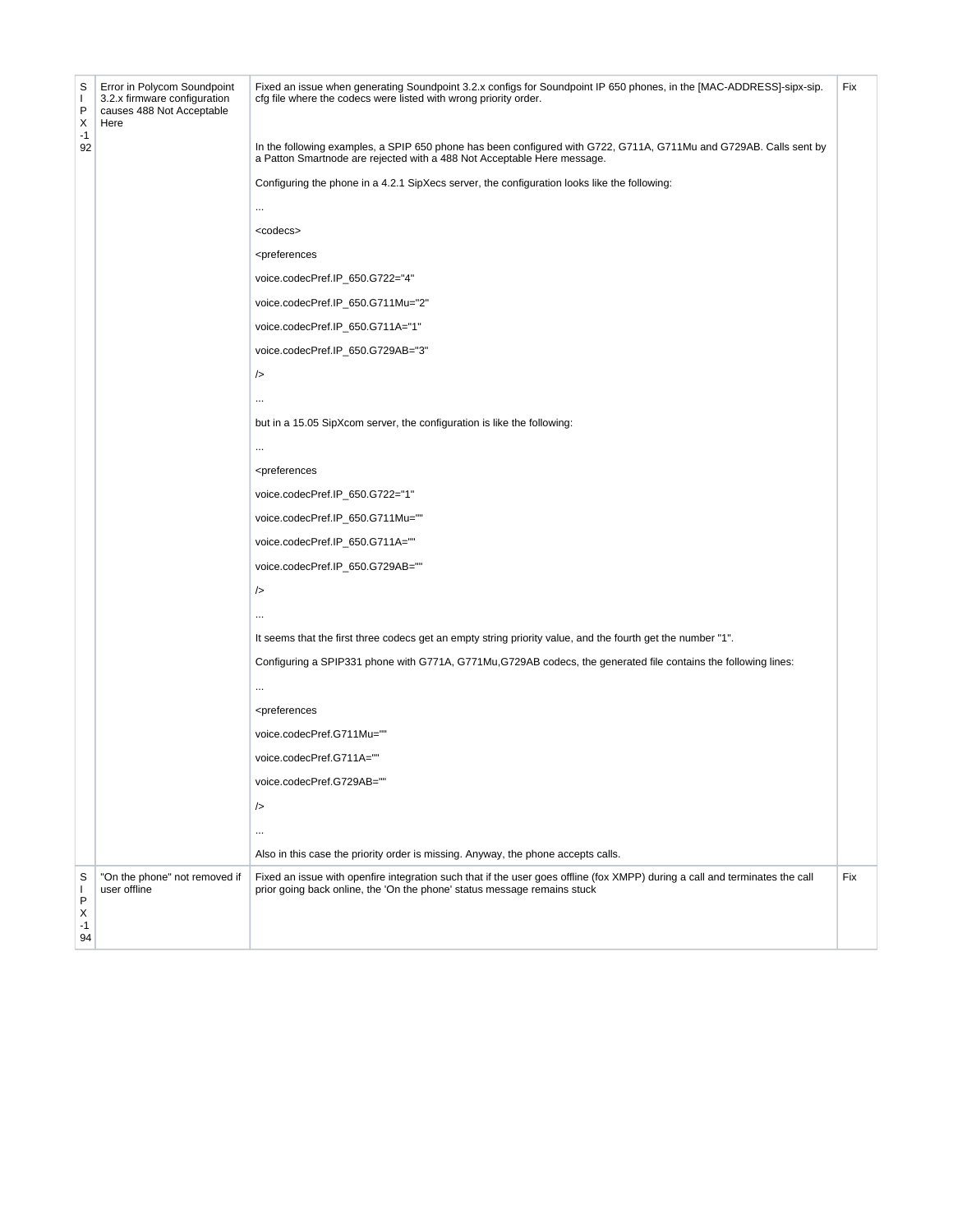| SIPX-192 | Error in Polycom Soundpoint 3.2.x firmware configuration causes 488 Not Acceptable Here | Fixed an issue when generating Soundpoint 3.2.x configs for Soundpoint IP 650 phones, in the [MAC-ADDRESS]-sipx-sip.cfg file where the codecs were listed with wrong priority order.<br><br>In the following examples, a SPIP 650 phone has been configured with G722, G711A, G711Mu and G729AB. Calls sent by a Patton Smartnode are rejected with a 488 Not Acceptable Here message.<br><br>Configuring the phone in a 4.2.1 SipXecs server, the configuration looks like the following:<br><br>...<br><br>&lt;codecs&gt;<br><br>&lt;preferences<br><br>voice.codecPref.IP_650.G722="4"<br><br>voice.codecPref.IP_650.G711Mu="2"<br><br>voice.codecPref.IP_650.G711A="1"<br><br>voice.codecPref.IP_650.G729AB="3"<br><br>/&gt;<br><br>...<br><br>but in a 15.05 SipXcom server, the configuration is like the following:<br><br>...<br><br>&lt;preferences<br><br>voice.codecPref.IP_650.G722="1"<br><br>voice.codecPref.IP_650.G711Mu=""<br><br>voice.codecPref.IP_650.G711A=""<br><br>voice.codecPref.IP_650.G729AB=""<br><br>/&gt;<br><br>...<br><br>It seems that the first three codecs get an empty string priority value, and the fourth get the number "1".<br><br>Configuring a SPIP331 phone with G771A, G771Mu,G729AB codecs, the generated file contains the following lines:<br><br>...<br><br>&lt;preferences<br><br>voice.codecPref.G711Mu=""<br><br>voice.codecPref.G711A=""<br><br>voice.codecPref.G729AB=""<br><br>/&gt;<br><br>...<br><br>Also in this case the priority order is missing. Anyway, the phone accepts calls. | Fix |
|---|---|---|---|
| SIPX-194 | "On the phone" not removed if user offline | Fixed an issue with openfire integration such that if the user goes offline (fox XMPP) during a call and terminates the call prior going back online, the 'On the phone' status message remains stuck | Fix |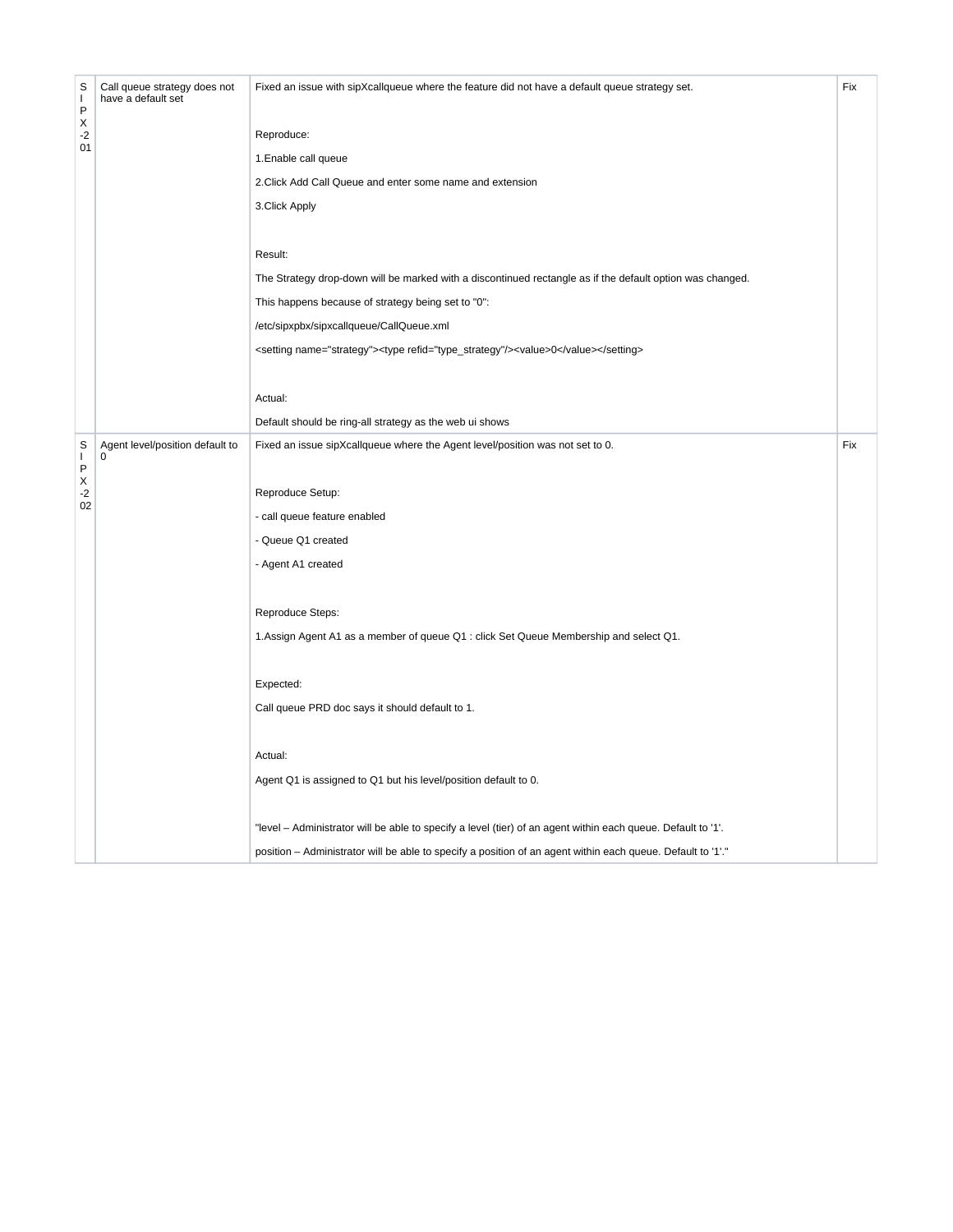| SIPX-201 | Call queue strategy does not have a default set | Fixed an issue with sipXcallqueue where the feature did not have a default queue strategy set.<br><br>Reproduce:<br>1.Enable call queue<br>2.Click Add Call Queue and enter some name and extension<br>3.Click Apply<br><br>Result:<br>The Strategy drop-down will be marked with a discontinued rectangle as if the default option was changed.<br>This happens because of strategy being set to "0":<br>/etc/sipxpbx/sipxcallqueue/CallQueue.xml<br><setting name="strategy"><type refid="type_strategy"/><value>0</value></setting><br><br>Actual:<br>Default should be ring-all strategy as the web ui shows | Fix |
|---|---|---|---|
| SIPX-202 | Agent level/position default to 0 | Fixed an issue sipXcallqueue where the Agent level/position was not set to 0.<br><br>Reproduce Setup:<br>- call queue feature enabled<br>- Queue Q1 created<br>- Agent A1 created<br><br>Reproduce Steps:<br>1.Assign Agent A1 as a member of queue Q1 : click Set Queue Membership and select Q1.<br><br>Expected:<br>Call queue PRD doc says it should default to 1.<br><br>Actual:<br>Agent Q1 is assigned to Q1 but his level/position default to 0.<br><br>"level – Administrator will be able to specify a level (tier) of an agent within each queue. Default to '1'.<br>position – Administrator will be able to specify a position of an agent within each queue. Default to '1'." | Fix |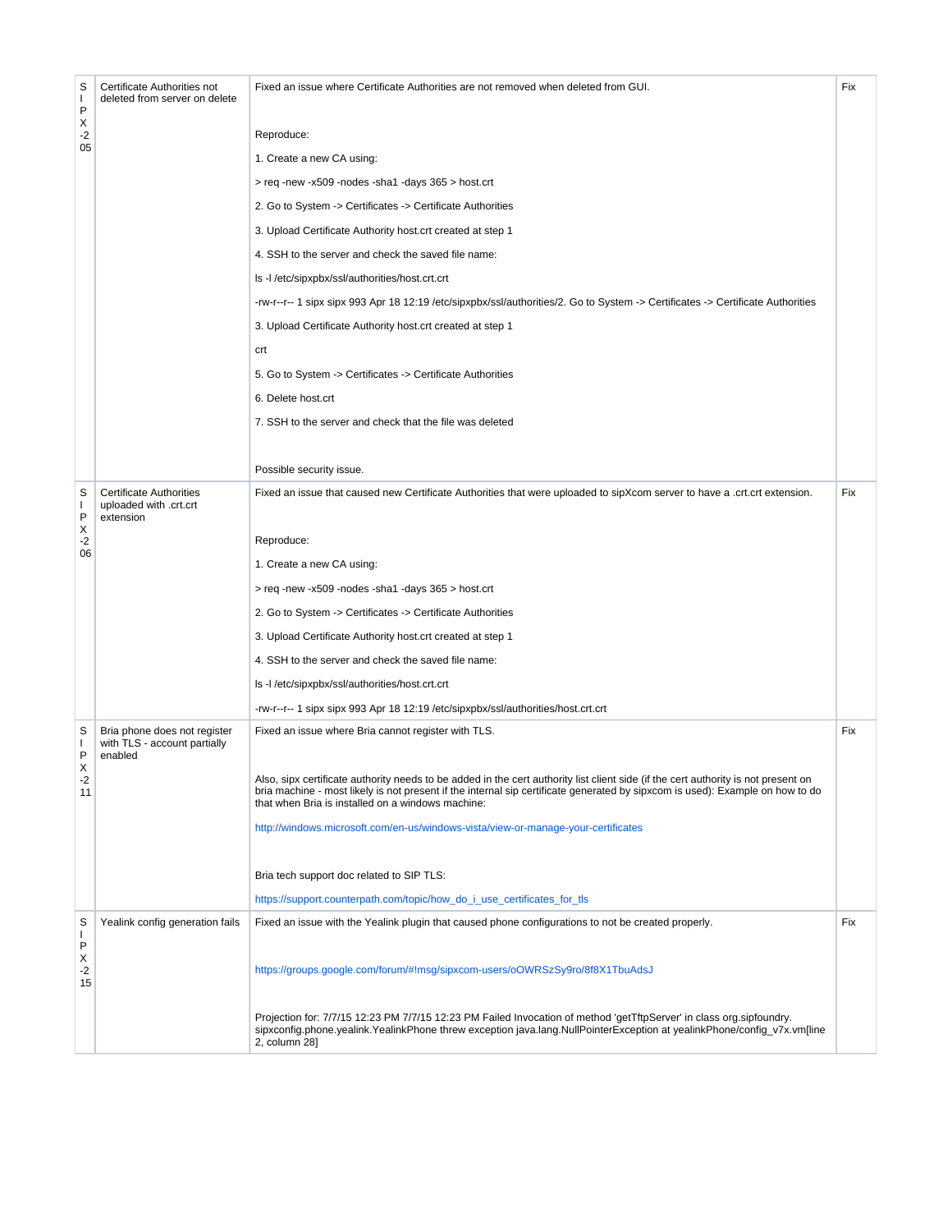| SIPX-205 | Certificate Authorities not deleted from server on delete | Fixed an issue where Certificate Authorities are not removed when deleted from GUI.<br><br>Reproduce:<br>1. Create a new CA using:<br>> req -new -x509 -nodes -sha1 -days 365 > host.crt<br>2. Go to System -> Certificates -> Certificate Authorities<br>3. Upload Certificate Authority host.crt created at step 1<br>4. SSH to the server and check the saved file name:<br>ls -l /etc/sipxpbx/ssl/authorities/host.crt.crt<br>-rw-r--r-- 1 sipx sipx 993 Apr 18 12:19 /etc/sipxpbx/ssl/authorities/2. Go to System -> Certificates -> Certificate Authorities<br>3. Upload Certificate Authority host.crt created at step 1<br>crt<br>5. Go to System -> Certificates -> Certificate Authorities<br>6. Delete host.crt<br>7. SSH to the server and check that the file was deleted<br><br>Possible security issue. | Fix |
|---|---|---|---|
| SIPX-206 | Certificate Authorities uploaded with .crt.crt extension | Fixed an issue that caused new Certificate Authorities that were uploaded to sipXcom server to have a .crt.crt extension.<br><br>Reproduce:<br>1. Create a new CA using:<br>> req -new -x509 -nodes -sha1 -days 365 > host.crt<br>2. Go to System -> Certificates -> Certificate Authorities<br>3. Upload Certificate Authority host.crt created at step 1<br>4. SSH to the server and check the saved file name:<br>ls -l /etc/sipxpbx/ssl/authorities/host.crt.crt<br>-rw-r--r-- 1 sipx sipx 993 Apr 18 12:19 /etc/sipxpbx/ssl/authorities/host.crt.crt | Fix |
| SIPX-211 | Bria phone does not register with TLS - account partially enabled | Fixed an issue where Bria cannot register with TLS.<br><br>Also, sipx certificate authority needs to be added in the cert authority list client side (if the cert authority is not present on bria machine - most likely is not present if the internal sip certificate generated by sipxcom is used): Example on how to do that when Bria is installed on a windows machine:<br>http://windows.microsoft.com/en-us/windows-vista/view-or-manage-your-certificates<br><br>Bria tech support doc related to SIP TLS:<br>https://support.counterpath.com/topic/how_do_i_use_certificates_for_tls | Fix |
| SIPX-215 | Yealink config generation fails | Fixed an issue with the Yealink plugin that caused phone configurations to not be created properly.<br><br>https://groups.google.com/forum/#!msg/sipxcom-users/oOWRSzSy9ro/8f8X1TbuAdsJ<br><br>Projection for: 7/7/15 12:23 PM 7/7/15 12:23 PM Failed Invocation of method 'getTftpServer' in class org.sipfoundry.sipxconfig.phone.yealink.YealinkPhone threw exception java.lang.NullPointerException at yealinkPhone/config_v7x.vm[line 2, column 28] | Fix |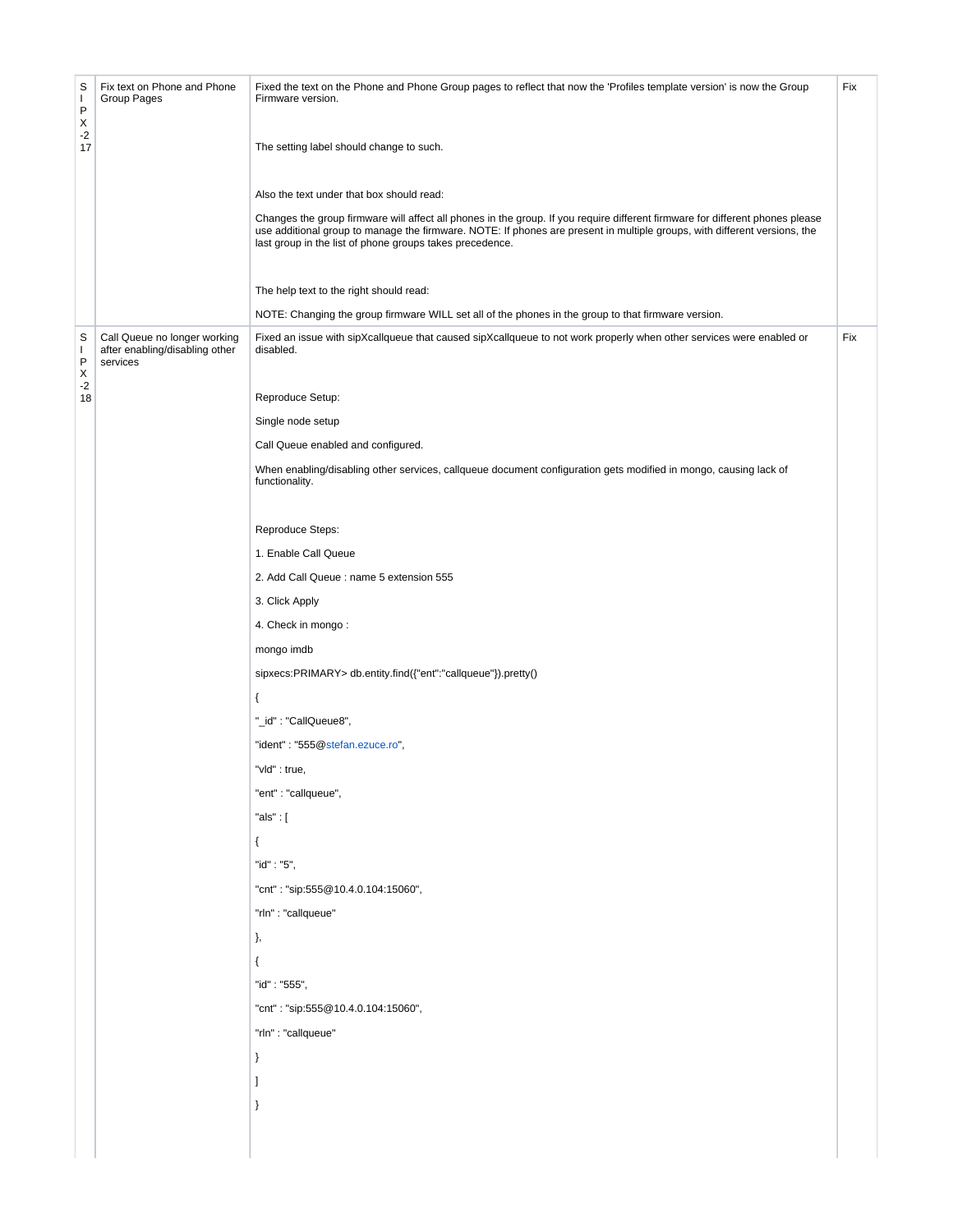| | | | |
|---|---|---|---|
| SIPX-217 | Fix text on Phone and Phone Group Pages | Fixed the text on the Phone and Phone Group pages to reflect that now the 'Profiles template version' is now the Group Firmware version.<br><br>The setting label should change to such.<br><br>Also the text under that box should read:<br><br>Changes the group firmware will affect all phones in the group. If you require different firmware for different phones please use additional group to manage the firmware. NOTE: If phones are present in multiple groups, with different versions, the last group in the list of phone groups takes precedence.<br><br>The help text to the right should read:<br><br>NOTE: Changing the group firmware WILL set all of the phones in the group to that firmware version. | Fix |
| SIPX-218 | Call Queue no longer working after enabling/disabling other services | Fixed an issue with sipXcallqueue that caused sipXcallqueue to not work properly when other services were enabled or disabled.<br><br>Reproduce Setup:<br><br>Single node setup<br><br>Call Queue enabled and configured.<br><br>When enabling/disabling other services, callqueue document configuration gets modified in mongo, causing lack of functionality.<br><br>Reproduce Steps:<br><br>1. Enable Call Queue<br><br>2. Add Call Queue : name 5 extension 555<br><br>3. Click Apply<br><br>4. Check in mongo :<br><br>mongo imdb<br><br>sipxecs:PRIMARY> db.entity.find({"ent":"callqueue"}).pretty()<br><br>{<br><br>"_id" : "CallQueue8",<br><br>"ident" : "555@stefan.ezuce.ro",<br><br>"vld" : true,<br><br>"ent" : "callqueue",<br><br>"als" : [<br><br>{<br><br>"id" : "5",<br><br>"cnt" : "sip:555@10.4.0.104:15060",<br><br>"rln" : "callqueue"<br><br>},<br><br>{<br><br>"id" : "555",<br><br>"cnt" : "sip:555@10.4.0.104:15060",<br><br>"rln" : "callqueue"<br><br>}<br><br>]<br><br>} | Fix |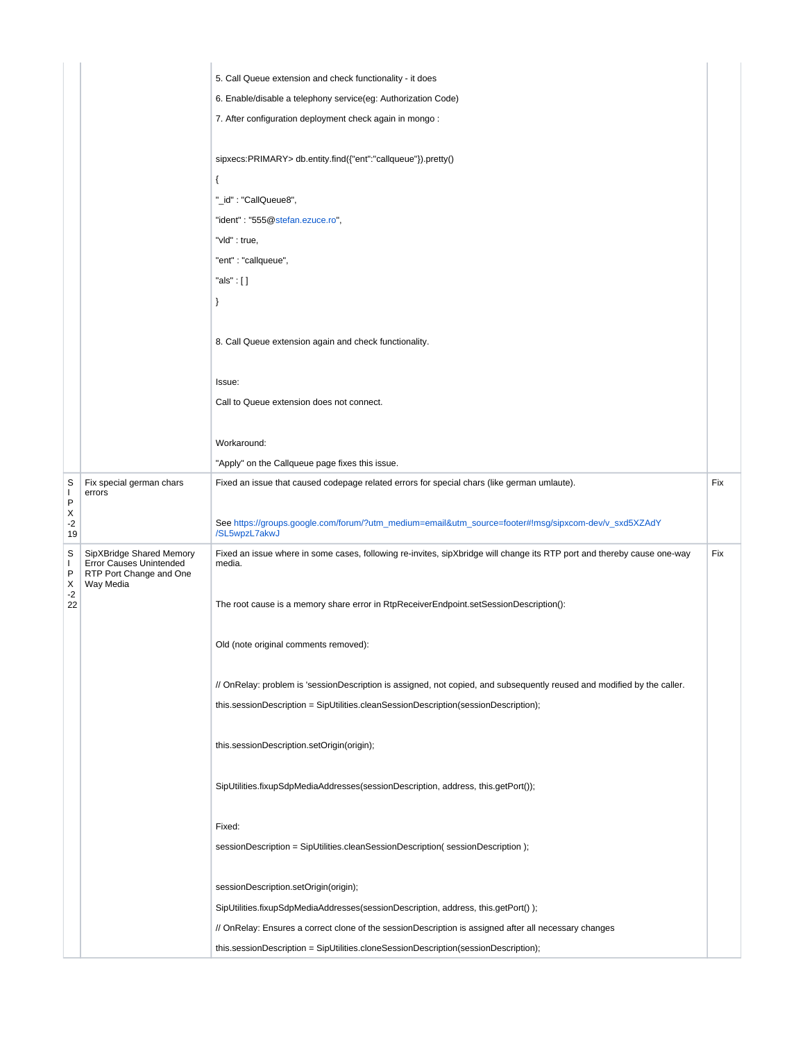| | | | |
|---|---|---|---|
| | | 5. Call Queue extension and check functionality - it does<br><br>6. Enable/disable a telephony service(eg: Authorization Code)<br><br>7. After configuration deployment check again in mongo :<br><br>sipxecs:PRIMARY> db.entity.find({"ent":"callqueue"}).pretty()<br><br>{<br><br>"_id" : "CallQueue8",<br><br>"ident" : "555@stefan.ezuce.ro",<br><br>"vld" : true,<br><br>"ent" : "callqueue",<br><br>"als" : [ ]<br><br>}<br><br>8. Call Queue extension again and check functionality.<br><br>Issue:<br><br>Call to Queue extension does not connect.<br><br>Workaround:<br><br>"Apply" on the Callqueue page fixes this issue. | |
| SIPX-219 | Fix special german chars errors | Fixed an issue that caused codepage related errors for special chars (like german umlaute).<br><br>See https://groups.google.com/forum/?utm_medium=email&utm_source=footer#!msg/sipxcom-dev/v_sxd5XZAdY/SL5wpzL7akwJ | Fix |
| SIPX-222 | SipXBridge Shared Memory Error Causes Unintended RTP Port Change and One Way Media | Fixed an issue where in some cases, following re-invites, sipXbridge will change its RTP port and thereby cause one-way media.<br><br>The root cause is a memory share error in RtpReceiverEndpoint.setSessionDescription():<br><br>Old (note original comments removed):<br><br>// OnRelay: problem is 'sessionDescription is assigned, not copied, and subsequently reused and modified by the caller.<br><br>this.sessionDescription = SipUtilities.cleanSessionDescription(sessionDescription);<br><br>this.sessionDescription.setOrigin(origin);<br><br>SipUtilities.fixupSdpMediaAddresses(sessionDescription, address, this.getPort());<br><br>Fixed:<br><br>sessionDescription = SipUtilities.cleanSessionDescription( sessionDescription );<br><br>sessionDescription.setOrigin(origin);<br><br>SipUtilities.fixupSdpMediaAddresses(sessionDescription, address, this.getPort() );<br><br>// OnRelay: Ensures a correct clone of the sessionDescription is assigned after all necessary changes<br><br>this.sessionDescription = SipUtilities.cloneSessionDescription(sessionDescription); | Fix |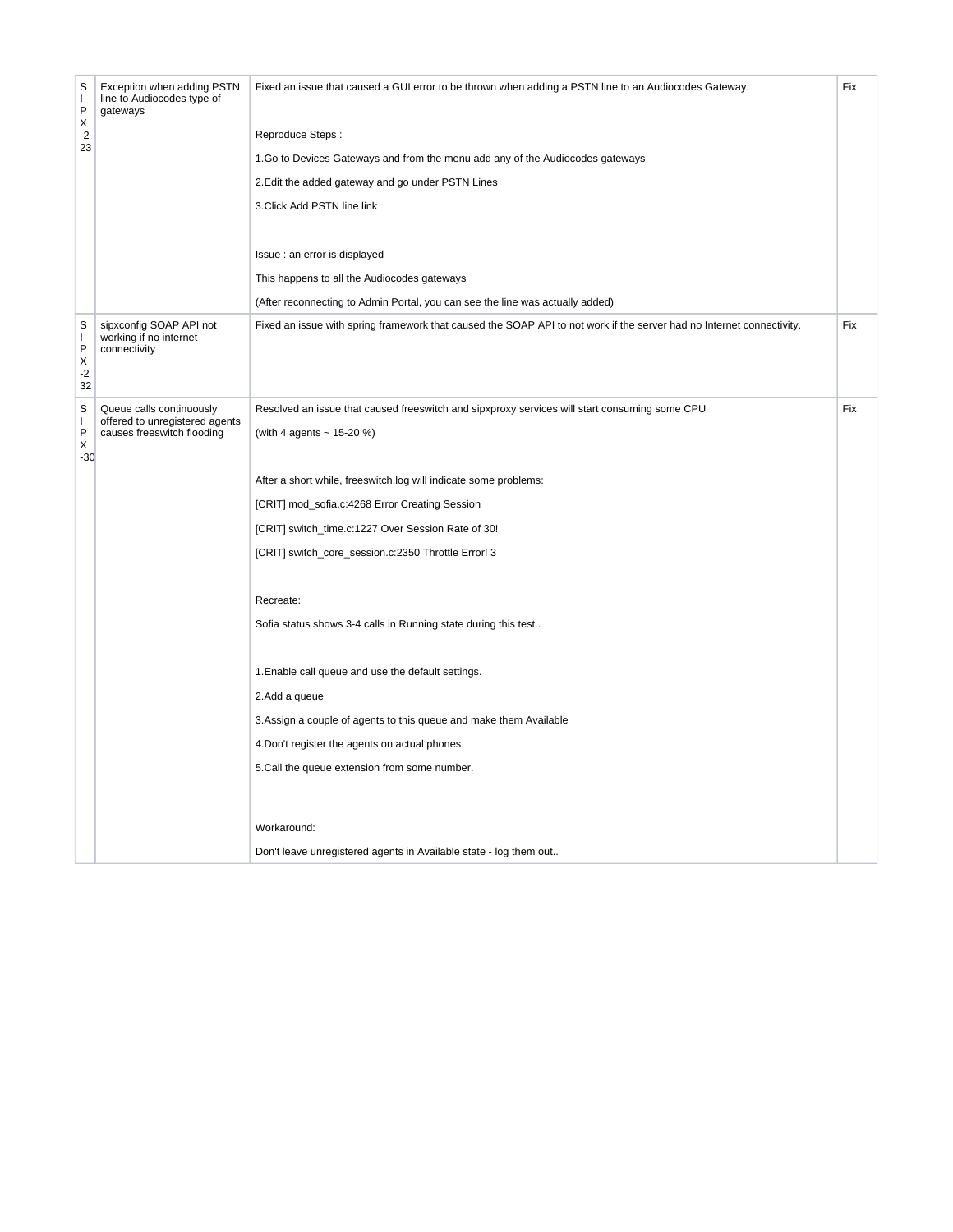| SIPX-223 | Exception when adding PSTN line to Audiocodes type of gateways | Fixed an issue that caused a GUI error to be thrown when adding a PSTN line to an Audiocodes Gateway.<br><br>Reproduce Steps :<br>1.Go to Devices Gateways and from the menu add any of the Audiocodes gateways<br>2.Edit the added gateway and go under PSTN Lines<br>3.Click Add PSTN line link<br><br>Issue : an error is displayed<br>This happens to all the Audiocodes gateways<br>(After reconnecting to Admin Portal, you can see the line was actually added) | Fix |
|---|---|---|---|
| SIPX-232 | sipxconfig SOAP API not working if no internet connectivity | Fixed an issue with spring framework that caused the SOAP API to not work if the server had no Internet connectivity. | Fix |
| SIPX-30 | Queue calls continuously offered to unregistered agents causes freeswitch flooding | Resolved an issue that caused freeswitch and sipxproxy services will start consuming some CPU<br>(with 4 agents ~ 15-20 %)<br><br>After a short while, freeswitch.log will indicate some problems:<br>[CRIT] mod_sofia.c:4268 Error Creating Session<br>[CRIT] switch_time.c:1227 Over Session Rate of 30!<br>[CRIT] switch_core_session.c:2350 Throttle Error! 3<br><br>Recreate:<br>Sofia status shows 3-4 calls in Running state during this test..<br><br>1.Enable call queue and use the default settings.<br>2.Add a queue<br>3.Assign a couple of agents to this queue and make them Available<br>4.Don't register the agents on actual phones.<br>5.Call the queue extension from some number.<br><br>Workaround:<br>Don't leave unregistered agents in Available state - log them out.. | Fix |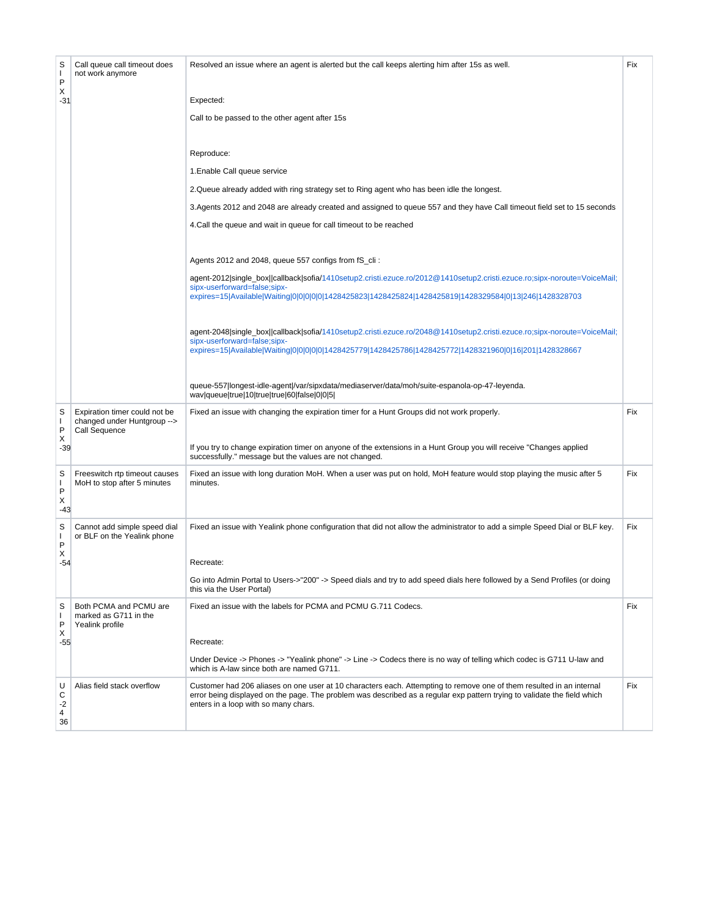| SIPX-31 | Call queue call timeout does not work anymore | Resolved an issue where an agent is alerted but the call keeps alerting him after 15s as well.<br><br>Expected:<br><br>Call to be passed to the other agent after 15s<br><br>Reproduce:<br><br>1.Enable Call queue service<br><br>2.Queue already added with ring strategy set to Ring agent who has been idle the longest.<br><br>3.Agents 2012 and 2048 are already created and assigned to queue 557 and they have Call timeout field set to 15 seconds<br><br>4.Call the queue and wait in queue for call timeout to be reached<br><br>Agents 2012 and 2048, queue 557 configs from fS_cli :<br><br>agent-2012\|single_box\|\|callback\|sofia/1410setup2.cristi.ezuce.ro/2012@1410setup2.cristi.ezuce.ro;sipx-noroute=VoiceMail;sipx-userforward=false;sipx-expires=15\|Available\|Waiting\|0\|0\|0\|0\|0\|1428425823\|1428425824\|1428425819\|1428329584\|0\|13\|246\|1428328703<br><br>agent-2048\|single_box\|\|callback\|sofia/1410setup2.cristi.ezuce.ro/2048@1410setup2.cristi.ezuce.ro;sipx-noroute=VoiceMail;sipx-userforward=false;sipx-expires=15\|Available\|Waiting\|0\|0\|0\|0\|0\|1428425779\|1428425786\|1428425772\|1428321960\|0\|16\|201\|1428328667<br><br>queue-557\|longest-idle-agent\|/var/sipxdata/mediaserver/data/moh/suite-espanola-op-47-leyenda.wav\|queue\|true\|10\|true\|true\|60\|false\|0\|0\|5\| | Fix |
|---|---|---|---|
| SIPX-39 | Expiration timer could not be changed under Huntgroup --> Call Sequence | Fixed an issue with changing the expiration timer for a Hunt Groups did not work properly.<br><br>If you try to change expiration timer on anyone of the extensions in a Hunt Group you will receive "Changes applied successfully." message but the values are not changed. | Fix |
| SIPX-43 | Freeswitch rtp timeout causes MoH to stop after 5 minutes | Fixed an issue with long duration MoH. When a user was put on hold, MoH feature would stop playing the music after 5 minutes. | Fix |
| SIPX-54 | Cannot add simple speed dial or BLF on the Yealink phone | Fixed an issue with Yealink phone configuration that did not allow the administrator to add a simple Speed Dial or BLF key.<br><br>Recreate:<br><br>Go into Admin Portal to Users->"200" -> Speed dials and try to add speed dials here followed by a Send Profiles (or doing this via the User Portal) | Fix |
| SIPX-55 | Both PCMA and PCMU are marked as G711 in the Yealink profile | Fixed an issue with the labels for PCMA and PCMU G.711 Codecs.<br><br>Recreate:<br><br>Under Device -> Phones -> "Yealink phone" -> Line -> Codecs there is no way of telling which codec is G711 U-law and which is A-law since both are named G711. | Fix |
| UC-2436 | Alias field stack overflow | Customer had 206 aliases on one user at 10 characters each. Attempting to remove one of them resulted in an internal error being displayed on the page. The problem was described as a regular exp pattern trying to validate the field which enters in a loop with so many chars. | Fix |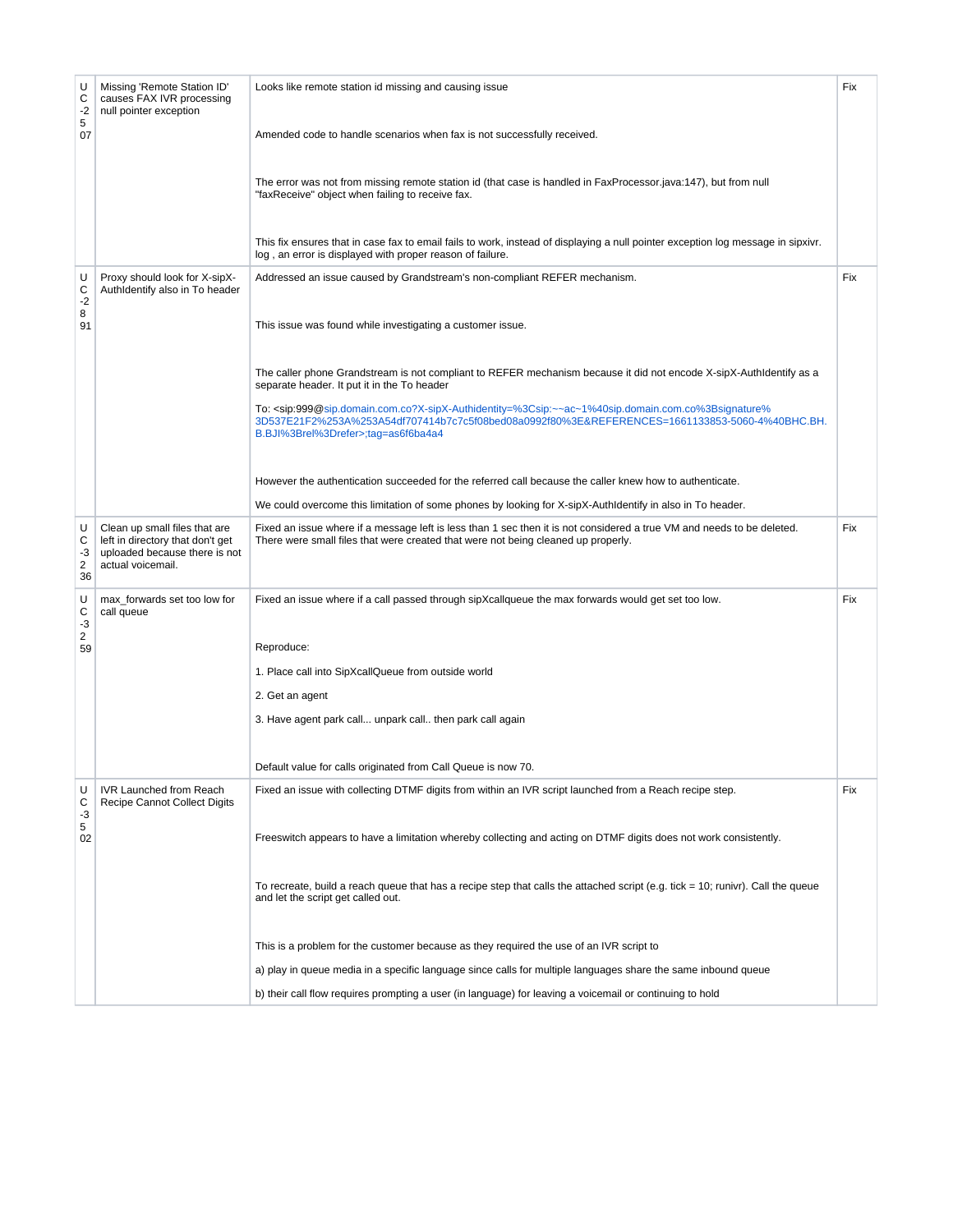| UC-2507 | Missing 'Remote Station ID' causes FAX IVR processing null pointer exception | Looks like remote station id missing and causing issue<br><br>Amended code to handle scenarios when fax is not successfully received.<br><br>The error was not from missing remote station id (that case is handled in FaxProcessor.java:147), but from null "faxReceive" object when failing to receive fax.<br><br>This fix ensures that in case fax to email fails to work, instead of displaying a null pointer exception log message in sipxivr.log , an error is displayed with proper reason of failure. | Fix |
|---|---|---|---|
| UC-2891 | Proxy should look for X-sipX-AuthIdentify also in To header | Addressed an issue caused by Grandstream's non-compliant REFER mechanism.<br><br>This issue was found while investigating a customer issue.<br><br>The caller phone Grandstream is not compliant to REFER mechanism because it did not encode X-sipX-AuthIdentify as a separate header. It put it in the To header<br><br>To: <sip:999@sip.domain.com.co?X-sipX-Authidentity=%3Csip:~~ac~1%40sip.domain.com.co%3Bsignature%3D537E21F2%253A%253A54df707414b7c7c5f08bed08a0992f80%3E&REFERENCES=1661133853-5060-4%40BHC.BH.B.BJI%3Brel%3Drefer>;tag=as6f6ba4a4<br><br>However the authentication succeeded for the referred call because the caller knew how to authenticate.<br><br>We could overcome this limitation of some phones by looking for X-sipX-AuthIdentify in also in To header. | Fix |
| UC-3236 | Clean up small files that are left in directory that don't get uploaded because there is not actual voicemail. | Fixed an issue where if a message left is less than 1 sec then it is not considered a true VM and needs to be deleted. There were small files that were created that were not being cleaned up properly. | Fix |
| UC-3259 | max_forwards set too low for call queue | Fixed an issue where if a call passed through sipXcallqueue the max forwards would get set too low.<br><br>Reproduce:<br><br>1. Place call into SipXcallQueue from outside world<br><br>2. Get an agent<br><br>3. Have agent park call... unpark call.. then park call again<br><br>Default value for calls originated from Call Queue is now 70. | Fix |
| UC-3502 | IVR Launched from Reach Recipe Cannot Collect Digits | Fixed an issue with collecting DTMF digits from within an IVR script launched from a Reach recipe step.<br><br>Freeswitch appears to have a limitation whereby collecting and acting on DTMF digits does not work consistently.<br><br>To recreate, build a reach queue that has a recipe step that calls the attached script (e.g. tick = 10; runivr). Call the queue and let the script get called out.<br><br>This is a problem for the customer because as they required the use of an IVR script to<br><br>a) play in queue media in a specific language since calls for multiple languages share the same inbound queue<br><br>b) their call flow requires prompting a user (in language) for leaving a voicemail or continuing to hold | Fix |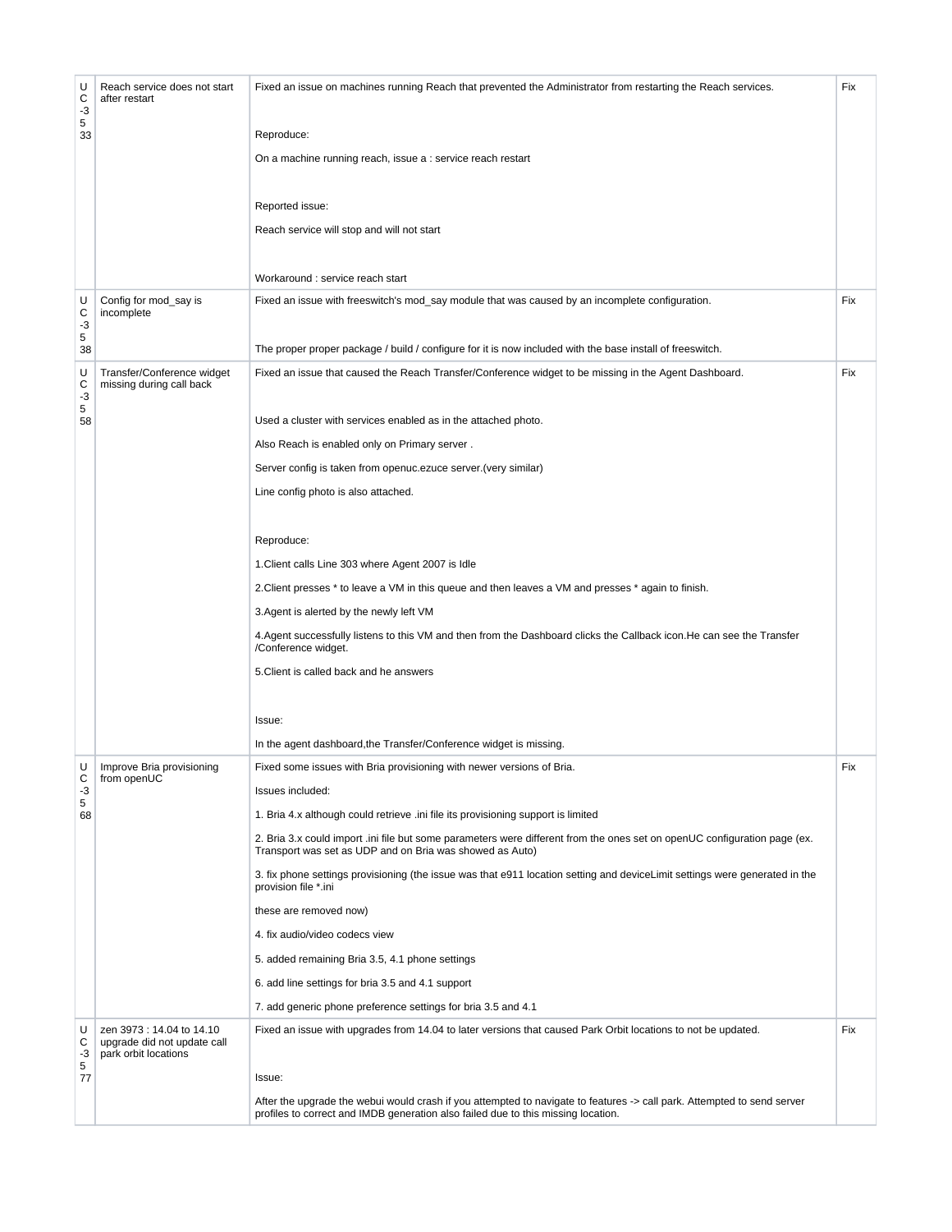| UC-3533 | Reach service does not start after restart | Fixed an issue on machines running Reach that prevented the Administrator from restarting the Reach services.<br><br>Reproduce:<br><br>On a machine running reach, issue a : service reach restart<br><br>Reported issue:<br><br>Reach service will stop and will not start<br><br>Workaround : service reach start | Fix |
|---|---|---|---|
| UC-3538 | Config for mod_say is incomplete | Fixed an issue with freeswitch's mod_say module that was caused by an incomplete configuration.<br><br>The proper proper package / build / configure for it is now included with the base install of freeswitch. | Fix |
| UC-3558 | Transfer/Conference widget missing during call back | Fixed an issue that caused the Reach Transfer/Conference widget to be missing in the Agent Dashboard.<br><br>Used a cluster with services enabled as in the attached photo.<br><br>Also Reach is enabled only on Primary server .<br><br>Server config is taken from openuc.ezuce server.(very similar)<br><br>Line config photo is also attached.<br><br>Reproduce:<br><br>1.Client calls Line 303 where Agent 2007 is Idle<br><br>2.Client presses * to leave a VM in this queue and then leaves a VM and presses * again to finish.<br><br>3.Agent is alerted by the newly left VM<br><br>4.Agent successfully listens to this VM and then from the Dashboard clicks the Callback icon.He can see the Transfer /Conference widget.<br><br>5.Client is called back and he answers<br><br>Issue:<br><br>In the agent dashboard,the Transfer/Conference widget is missing. | Fix |
| UC-3568 | Improve Bria provisioning from openUC | Fixed some issues with Bria provisioning with newer versions of Bria.<br><br>Issues included:<br><br>1. Bria 4.x although could retrieve .ini file its provisioning support is limited<br><br>2. Bria 3.x could import .ini file but some parameters were different from the ones set on openUC configuration page (ex. Transport was set as UDP and on Bria was showed as Auto)<br><br>3. fix phone settings provisioning (the issue was that e911 location setting and deviceLimit settings were generated in the provision file *.ini<br><br>these are removed now)<br><br>4. fix audio/video codecs view<br><br>5. added remaining Bria 3.5, 4.1 phone settings<br><br>6. add line settings for bria 3.5 and 4.1 support<br><br>7. add generic phone preference settings for bria 3.5 and 4.1 | Fix |
| UC-3577 | zen 3973 : 14.04 to 14.10 upgrade did not update call park orbit locations | Fixed an issue with upgrades from 14.04 to later versions that caused Park Orbit locations to not be updated.<br><br>Issue:<br><br>After the upgrade the webui would crash if you attempted to navigate to features -> call park. Attempted to send server profiles to correct and IMDB generation also failed due to this missing location. | Fix |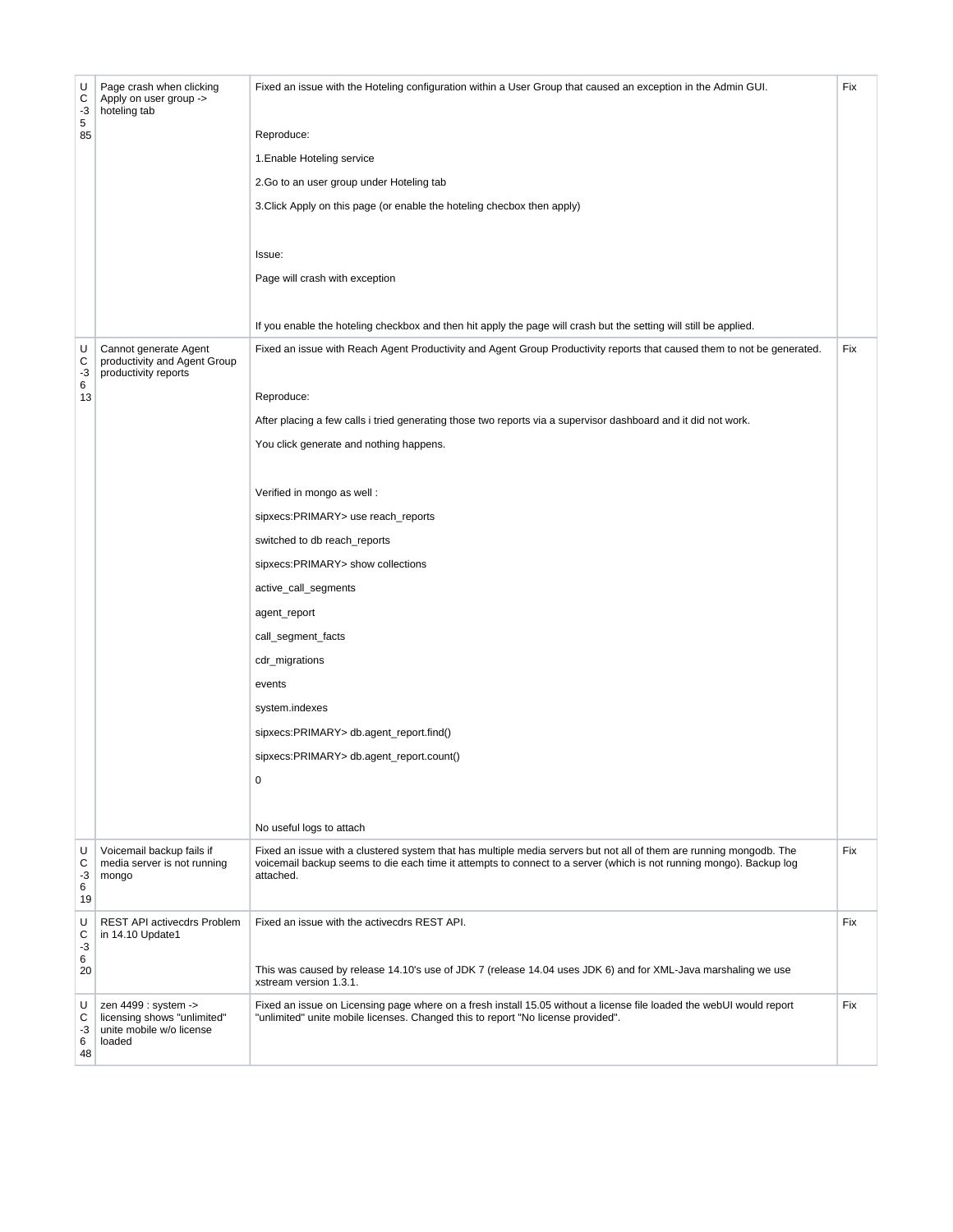| UC-3585 | Page crash when clicking Apply on user group -> hoteling tab | Fixed an issue with the Hoteling configuration within a User Group that caused an exception in the Admin GUI.<br><br>Reproduce:<br>1.Enable Hoteling service<br>2.Go to an user group under Hoteling tab<br>3.Click Apply on this page (or enable the hoteling checbox then apply)<br><br>Issue:<br>Page will crash with exception<br><br>If you enable the hoteling checkbox and then hit apply the page will crash but the setting will still be applied. | Fix |
|---|---|---|---|
| UC-3613 | Cannot generate Agent productivity and Agent Group productivity reports | Fixed an issue with Reach Agent Productivity and Agent Group Productivity reports that caused them to not be generated.<br><br>Reproduce:<br>After placing a few calls i tried generating those two reports via a supervisor dashboard and it did not work.<br>You click generate and nothing happens.<br><br>Verified in mongo as well :<br>sipxecs:PRIMARY> use reach_reports<br>switched to db reach_reports<br>sipxecs:PRIMARY> show collections<br>active_call_segments<br>agent_report<br>call_segment_facts<br>cdr_migrations<br>events<br>system.indexes<br>sipxecs:PRIMARY> db.agent_report.find()<br>sipxecs:PRIMARY> db.agent_report.count()<br>0<br><br>No useful logs to attach | Fix |
| UC-3619 | Voicemail backup fails if media server is not running mongo | Fixed an issue with a clustered system that has multiple media servers but not all of them are running mongodb. The voicemail backup seems to die each time it attempts to connect to a server (which is not running mongo). Backup log attached. | Fix |
| UC-3620 | REST API activecdrs Problem in 14.10 Update1 | Fixed an issue with the activecdrs REST API.<br><br>This was caused by release 14.10's use of JDK 7 (release 14.04 uses JDK 6) and for XML-Java marshaling we use xstream version 1.3.1. | Fix |
| UC-3648 | zen 4499 : system -> licensing shows "unlimited" unite mobile w/o license loaded | Fixed an issue on Licensing page where on a fresh install 15.05 without a license file loaded the webUI would report "unlimited" unite mobile licenses. Changed this to report "No license provided". | Fix |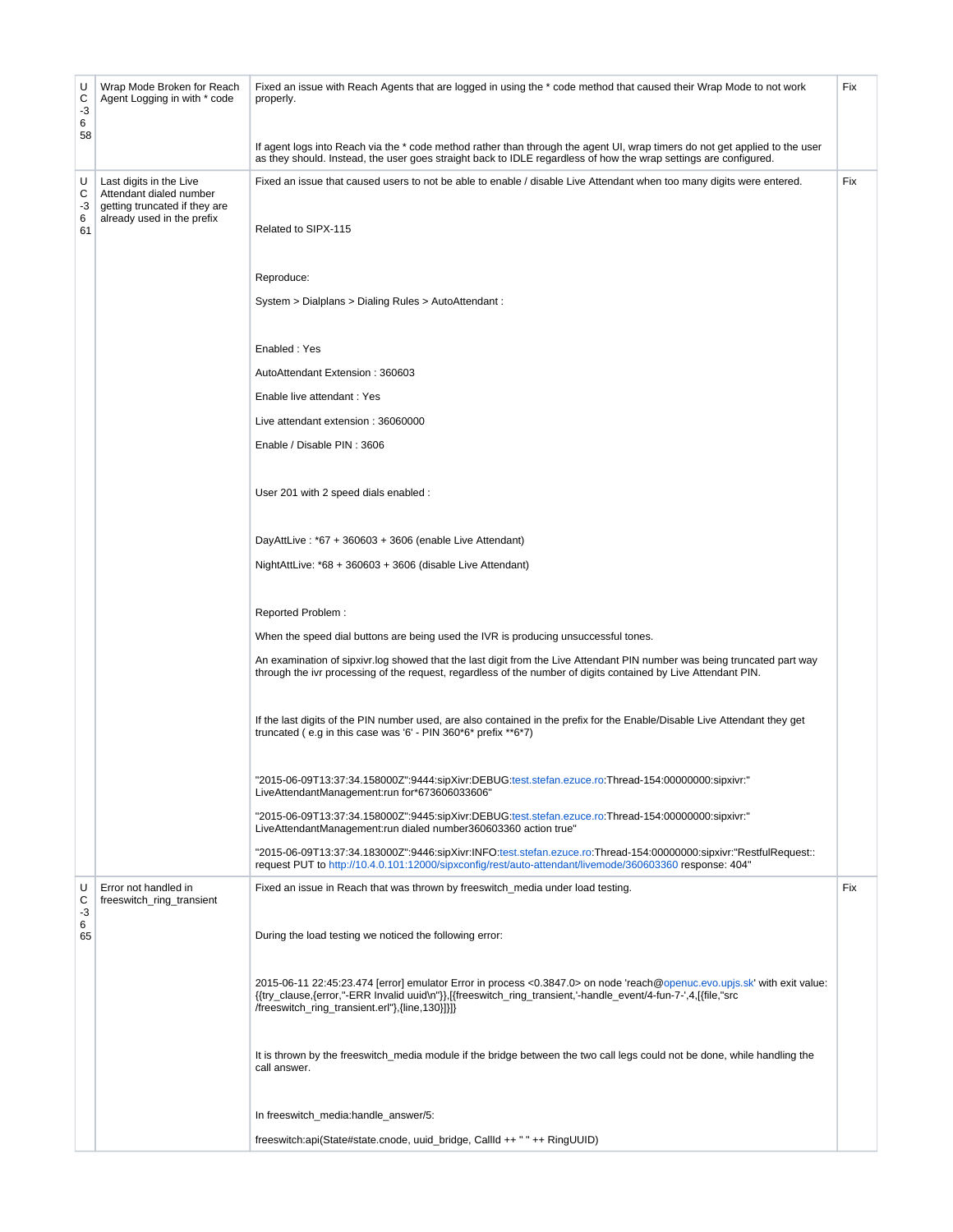| UC-3658 | Wrap Mode Broken for Reach Agent Logging in with * code | Fixed an issue with Reach Agents that are logged in using the * code method that caused their Wrap Mode to not work properly.<br><br>If agent logs into Reach via the * code method rather than through the agent UI, wrap timers do not get applied to the user as they should. Instead, the user goes straight back to IDLE regardless of how the wrap settings are configured. | Fix |
|---|---|---|---|
| UC-3661 | Last digits in the Live Attendant dialed number getting truncated if they are already used in the prefix | Fixed an issue that caused users to not be able to enable / disable Live Attendant when too many digits were entered.<br><br>Related to SIPX-115<br><br>Reproduce:<br><br>System > Dialplans > Dialing Rules > AutoAttendant :<br><br>Enabled : Yes<br><br>AutoAttendant Extension : 360603<br><br>Enable live attendant : Yes<br><br>Live attendant extension : 36060000<br><br>Enable / Disable PIN : 3606<br><br>User 201 with 2 speed dials enabled :<br><br>DayAttLive : *67 + 360603 + 3606 (enable Live Attendant)<br><br>NightAttLive: *68 + 360603 + 3606 (disable Live Attendant)<br><br>Reported Problem :<br><br>When the speed dial buttons are being used the IVR is producing unsuccessful tones.<br><br>An examination of sipxivr.log showed that the last digit from the Live Attendant PIN number was being truncated part way through the ivr processing of the request, regardless of the number of digits contained by Live Attendant PIN.<br><br>If the last digits of the PIN number used, are also contained in the prefix for the Enable/Disable Live Attendant they get truncated ( e.g in this case was '6' - PIN 360*6* prefix **6*7)<br><br>"2015-06-09T13:37:34.158000Z":9444:sipXivr:DEBUG:test.stefan.ezuce.ro:Thread-154:00000000:sipxivr:" LiveAttendantManagement:run for*673606033606"<br><br>"2015-06-09T13:37:34.158000Z":9445:sipXivr:DEBUG:test.stefan.ezuce.ro:Thread-154:00000000:sipxivr:" LiveAttendantManagement:run dialed number360603360 action true"<br><br>"2015-06-09T13:37:34.183000Z":9446:sipXivr:INFO:test.stefan.ezuce.ro:Thread-154:00000000:sipxivr:"RestfulRequest:: request PUT to http://10.4.0.101:12000/sipxconfig/rest/auto-attendant/livemode/360603360 response: 404" | Fix |
| UC-3665 | Error not handled in freeswitch_ring_transient | Fixed an issue in Reach that was thrown by freeswitch_media under load testing.<br><br>During the load testing we noticed the following error:<br><br>2015-06-11 22:45:23.474 [error] emulator Error in process <0.3847.0> on node 'reach@openuc.evo.upjs.sk' with exit value: {{try_clause,{error,"-ERR Invalid uuid\n"}},[{freeswitch_ring_transient,'-handle_event/4-fun-7-',4,[{file,"src /freeswitch_ring_transient.erl"},{line,130}]}]}<br><br>It is thrown by the freeswitch_media module if the bridge between the two call legs could not be done, while handling the call answer.<br><br>In freeswitch_media:handle_answer/5:<br><br>freeswitch:api(State#state.cnode, uuid_bridge, CallId ++ " " ++ RingUUID) | Fix |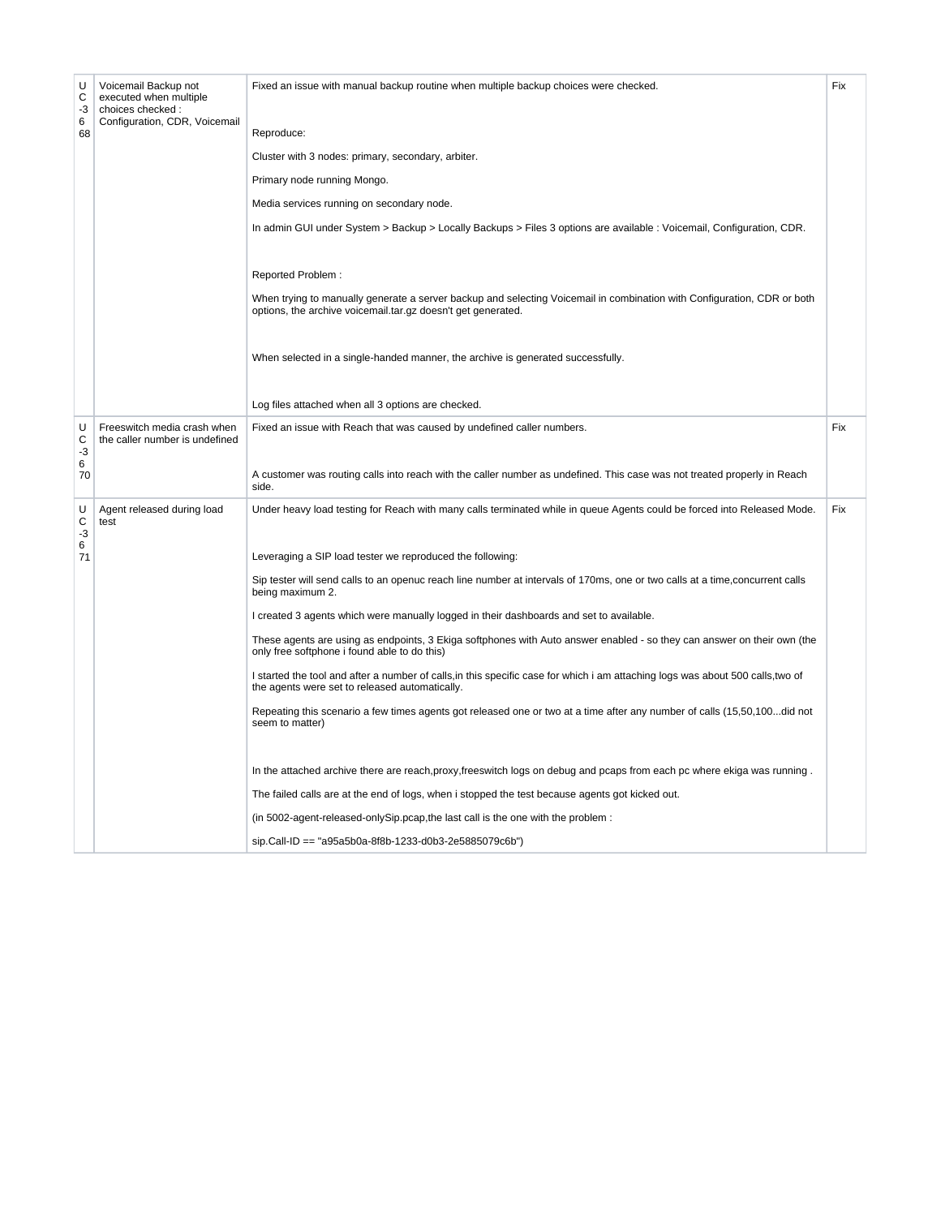| UC-3668 | Voicemail Backup not executed when multiple choices checked : Configuration, CDR, Voicemail | Fixed an issue with manual backup routine when multiple backup choices were checked.<br><br>Reproduce:<br><br>Cluster with 3 nodes: primary, secondary, arbiter.<br><br>Primary node running Mongo.<br><br>Media services running on secondary node.<br><br>In admin GUI under System > Backup > Locally Backups > Files 3 options are available : Voicemail, Configuration, CDR.<br><br>Reported Problem :<br><br>When trying to manually generate a server backup and selecting Voicemail in combination with Configuration, CDR or both options, the archive voicemail.tar.gz doesn't get generated.<br><br>When selected in a single-handed manner, the archive is generated successfully.<br><br>Log files attached when all 3 options are checked. | Fix |
|---|---|---|---|
| UC-3670 | Freeswitch media crash when the caller number is undefined | Fixed an issue with Reach that was caused by undefined caller numbers.<br><br>A customer was routing calls into reach with the caller number as undefined. This case was not treated properly in Reach side. | Fix |
| UC-3671 | Agent released during load test | Under heavy load testing for Reach with many calls terminated while in queue Agents could be forced into Released Mode.<br><br>Leveraging a SIP load tester we reproduced the following:<br><br>Sip tester will send calls to an openuc reach line number at intervals of 170ms, one or two calls at a time,concurrent calls being maximum 2.<br><br>I created 3 agents which were manually logged in their dashboards and set to available.<br><br>These agents are using as endpoints, 3 Ekiga softphones with Auto answer enabled - so they can answer on their own (the only free softphone i found able to do this)<br><br>I started the tool and after a number of calls,in this specific case for which i am attaching logs was about 500 calls,two of the agents were set to released automatically.<br><br>Repeating this scenario a few times agents got released one or two at a time after any number of calls (15,50,100...did not seem to matter)<br><br>In the attached archive there are reach,proxy,freeswitch logs on debug and pcaps from each pc where ekiga was running .<br><br>The failed calls are at the end of logs, when i stopped the test because agents got kicked out.<br><br>(in 5002-agent-released-onlySip.pcap,the last call is the one with the problem :<br><br>sip.Call-ID == "a95a5b0a-8f8b-1233-d0b3-2e5885079c6b") | Fix |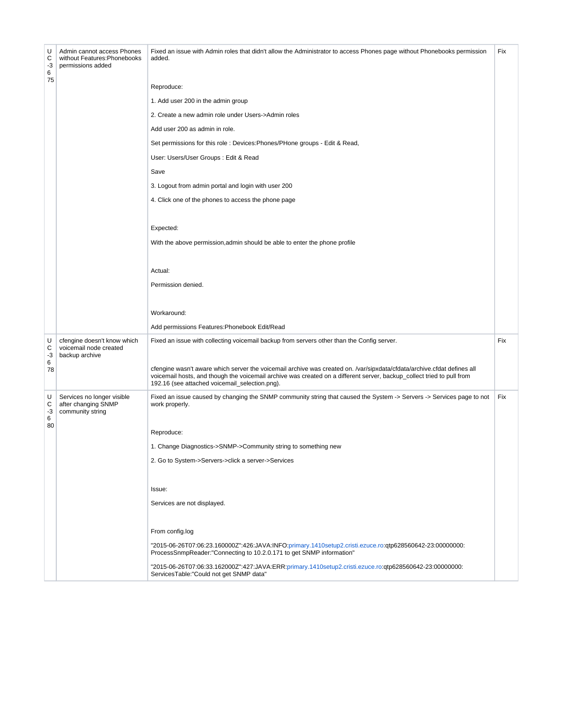| UC-3675 | Admin cannot access Phones without Features:Phonebooks permissions added | Fixed an issue with Admin roles that didn't allow the Administrator to access Phones page without Phonebooks permission added.<br><br>Reproduce:<br>1. Add user 200 in the admin group<br>2. Create a new admin role under Users->Admin roles<br>Add user 200 as admin in role.<br>Set permissions for this role : Devices:Phones/PHone groups - Edit & Read,<br>User: Users/User Groups : Edit & Read<br>Save<br>3. Logout from admin portal and login with user 200<br>4. Click one of the phones to access the phone page<br><br>Expected:<br>With the above permission,admin should be able to enter the phone profile<br><br>Actual:<br>Permission denied.<br><br>Workaround:<br>Add permissions Features:Phonebook Edit/Read | Fix |
|---|---|---|---|
| UC-3678 | cfengine doesn't know which voicemail node created backup archive | Fixed an issue with collecting voicemail backup from servers other than the Config server.<br><br>cfengine wasn't aware which server the voicemail archive was created on. /var/sipxdata/cfdata/archive.cfdat defines all voicemail hosts, and though the voicemail archive was created on a different server, backup_collect tried to pull from 192.16 (see attached voicemail_selection.png). | Fix |
| UC-3680 | Services no longer visible after changing SNMP community string | Fixed an issue caused by changing the SNMP community string that caused the System -> Servers -> Services page to not work properly.<br><br>Reproduce:<br>1. Change Diagnostics->SNMP->Community string to something new<br>2. Go to System->Servers->click a server->Services<br><br>Issue:<br>Services are not displayed.<br><br>From config.log<br>"2015-06-26T07:06:23.160000Z":426:JAVA:INFO:primary.1410setup2.cristi.ezuce.ro:qtp628560642-23:00000000: ProcessSnmpReader:"Connecting to 10.2.0.171 to get SNMP information"<br>"2015-06-26T07:06:33.162000Z":427:JAVA:ERR:primary.1410setup2.cristi.ezuce.ro:qtp628560642-23:00000000: ServicesTable:"Could not get SNMP data" | Fix |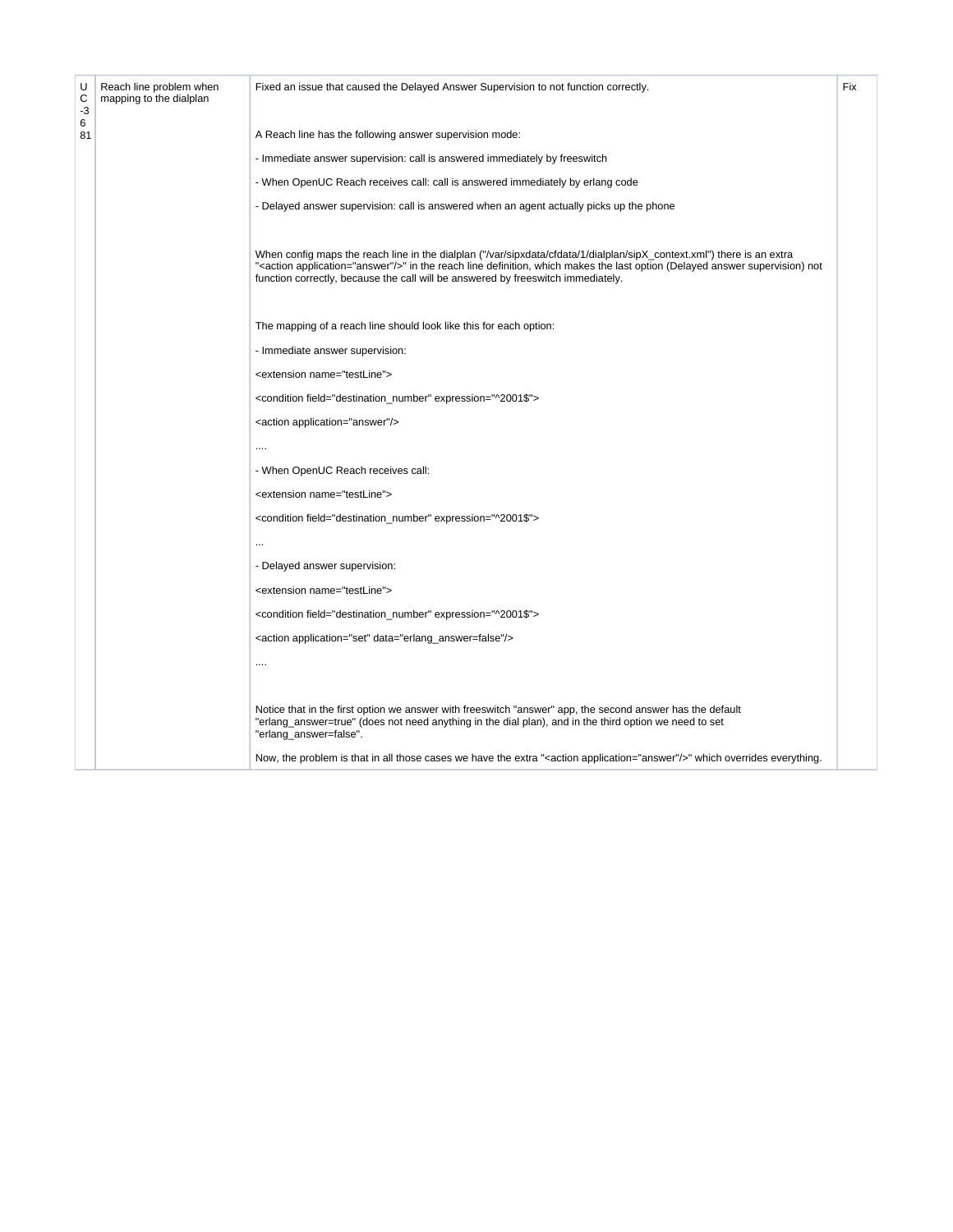| UC-3681 | Reach line problem when mapping to the dialplan | Fixed an issue that caused the Delayed Answer Supervision to not function correctly.<br><br>A Reach line has the following answer supervision mode:<br><br>- Immediate answer supervision: call is answered immediately by freeswitch<br><br>- When OpenUC Reach receives call: call is answered immediately by erlang code<br><br>- Delayed answer supervision: call is answered when an agent actually picks up the phone<br><br>When config maps the reach line in the dialplan ("/var/sipxdata/cfdata/1/dialplan/sipX_context.xml") there is an extra "<action application="answer"/>" in the reach line definition, which makes the last option (Delayed answer supervision) not function correctly, because the call will be answered by freeswitch immediately.<br><br>The mapping of a reach line should look like this for each option:<br><br>- Immediate answer supervision:<br><br><extension name="testLine"><br><br><condition field="destination_number" expression="^2001$"><br><br><action application="answer"/><br><br>....<br><br>- When OpenUC Reach receives call:<br><br><extension name="testLine"><br><br><condition field="destination_number" expression="^2001$"><br><br>...<br><br>- Delayed answer supervision:<br><br><extension name="testLine"><br><br><condition field="destination_number" expression="^2001$"><br><br><action application="set" data="erlang_answer=false"/><br><br>....<br><br>Notice that in the first option we answer with freeswitch "answer" app, the second answer has the default "erlang_answer=true" (does not need anything in the dial plan), and in the third option we need to set "erlang_answer=false".<br><br>Now, the problem is that in all those cases we have the extra "<action application="answer"/>" which overrides everything. | Fix |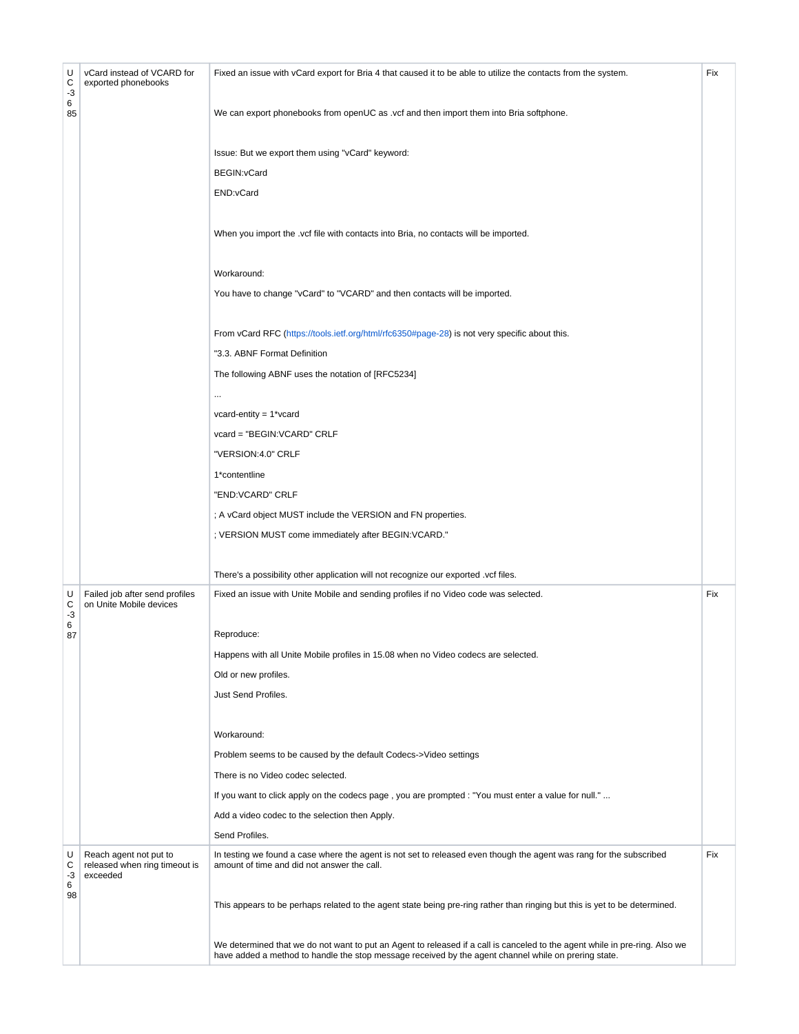| UC-3685 | vCard instead of VCARD for exported phonebooks | Fixed an issue with vCard export for Bria 4 that caused it to be able to utilize the contacts from the system.<br><br>We can export phonebooks from openUC as .vcf and then import them into Bria softphone.<br><br>Issue: But we export them using "vCard" keyword:<br>BEGIN:vCard<br>END:vCard<br><br>When you import the .vcf file with contacts into Bria, no contacts will be imported.<br><br>Workaround:<br>You have to change "vCard" to "VCARD" and then contacts will be imported.<br><br>From vCard RFC (https://tools.ietf.org/html/rfc6350#page-28) is not very specific about this.<br>"3.3. ABNF Format Definition<br>The following ABNF uses the notation of [RFC5234]<br>...<br>vcard-entity = 1*vcard<br>vcard = "BEGIN:VCARD" CRLF<br>"VERSION:4.0" CRLF<br>1*contentline<br>"END:VCARD" CRLF<br>; A vCard object MUST include the VERSION and FN properties.<br>; VERSION MUST come immediately after BEGIN:VCARD."<br><br>There's a possibility other application will not recognize our exported .vcf files. | Fix |
|---|---|---|---|
| UC-3687 | Failed job after send profiles on Unite Mobile devices | Fixed an issue with Unite Mobile and sending profiles if no Video code was selected.<br><br>Reproduce:<br>Happens with all Unite Mobile profiles in 15.08 when no Video codecs are selected.<br>Old or new profiles.<br>Just Send Profiles.<br><br>Workaround:<br>Problem seems to be caused by the default Codecs->Video settings<br>There is no Video codec selected.<br>If you want to click apply on the codecs page , you are prompted : "You must enter a value for null." ...<br>Add a video codec to the selection then Apply.<br>Send Profiles. | Fix |
| UC-3698 | Reach agent not put to released when ring timeout is exceeded | In testing we found a case where the agent is not set to released even though the agent was rang for the subscribed amount of time and did not answer the call.<br><br>This appears to be perhaps related to the agent state being pre-ring rather than ringing but this is yet to be determined.<br><br>We determined that we do not want to put an Agent to released if a call is canceled to the agent while in pre-ring. Also we have added a method to handle the stop message received by the agent channel while on prering state. | Fix |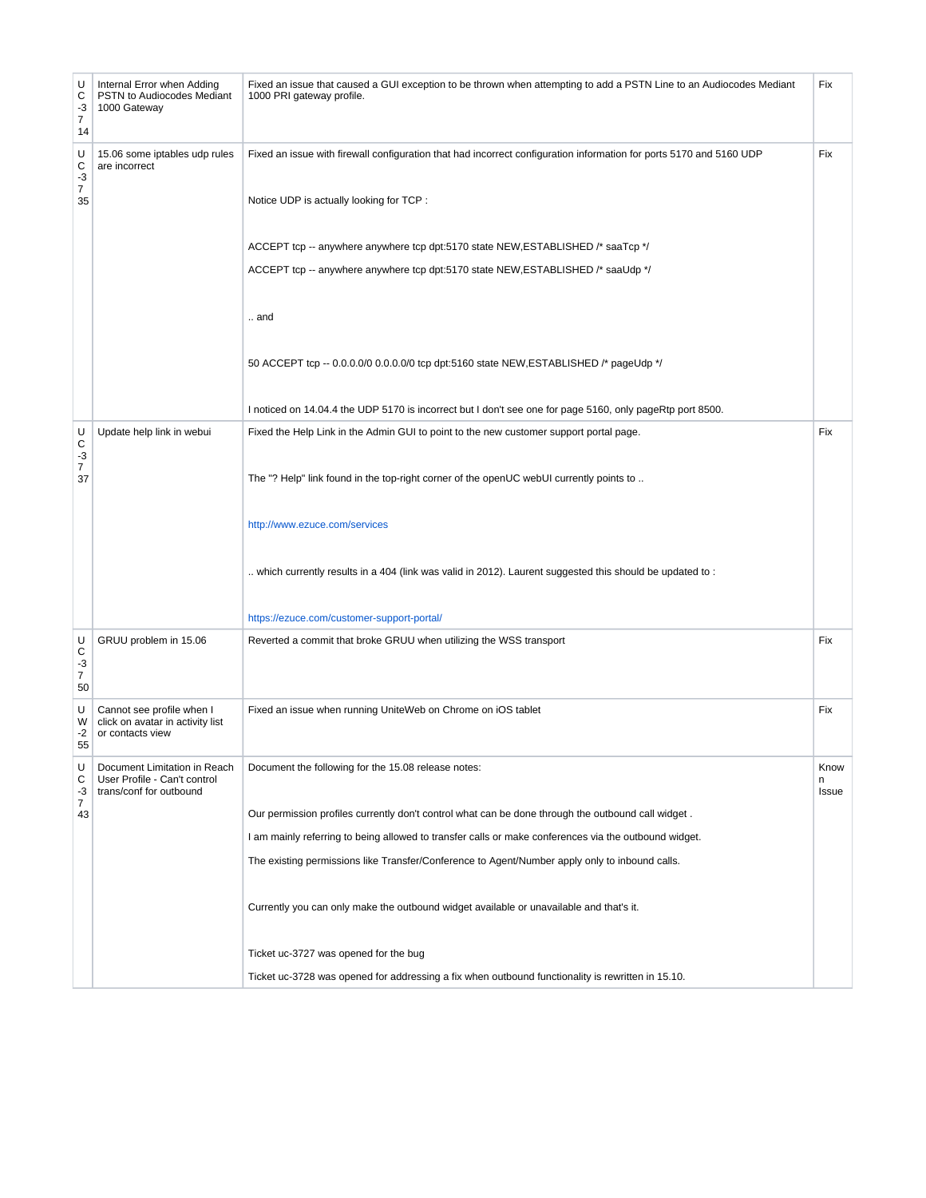| UC-3714 | Internal Error when Adding PSTN to Audiocodes Mediant 1000 Gateway | Fixed an issue that caused a GUI exception to be thrown when attempting to add a PSTN Line to an Audiocodes Mediant 1000 PRI gateway profile. | Fix |
|---|---|---|---|
| UC-3735 | 15.06 some iptables udp rules are incorrect | Fixed an issue with firewall configuration that had incorrect configuration information for ports 5170 and 5160 UDP<br><br>Notice UDP is actually looking for TCP :<br><br>ACCEPT tcp -- anywhere anywhere tcp dpt:5170 state NEW,ESTABLISHED /* saaTcp */<br><br>ACCEPT tcp -- anywhere anywhere tcp dpt:5170 state NEW,ESTABLISHED /* saaUdp */<br><br>.. and<br><br>50 ACCEPT tcp -- 0.0.0.0/0 0.0.0.0/0 tcp dpt:5160 state NEW,ESTABLISHED /* pageUdp */<br><br>I noticed on 14.04.4 the UDP 5170 is incorrect but I don't see one for page 5160, only pageRtp port 8500. | Fix |
| UC-3737 | Update help link in webui | Fixed the Help Link in the Admin GUI to point to the new customer support portal page.<br><br>The "? Help" link found in the top-right corner of the openUC webUI currently points to ..<br><br>http://www.ezuce.com/services<br><br>.. which currently results in a 404 (link was valid in 2012). Laurent suggested this should be updated to :<br><br>https://ezuce.com/customer-support-portal/ | Fix |
| UC-3750 | GRUU problem in 15.06 | Reverted a commit that broke GRUU when utilizing the WSS transport | Fix |
| UW-255 | Cannot see profile when I click on avatar in activity list or contacts view | Fixed an issue when running UniteWeb on Chrome on iOS tablet | Fix |
| UC-3743 | Document Limitation in Reach User Profile - Can't control trans/conf for outbound | Document the following for the 15.08 release notes:<br><br>Our permission profiles currently don't control what can be done through the outbound call widget .<br><br>I am mainly referring to being allowed to transfer calls or make conferences via the outbound widget.<br><br>The existing permissions like Transfer/Conference to Agent/Number apply only to inbound calls.<br><br>Currently you can only make the outbound widget available or unavailable and that's it.<br><br>Ticket uc-3727 was opened for the bug<br><br>Ticket uc-3728 was opened for addressing a fix when outbound functionality is rewritten in 15.10. | Known Issue |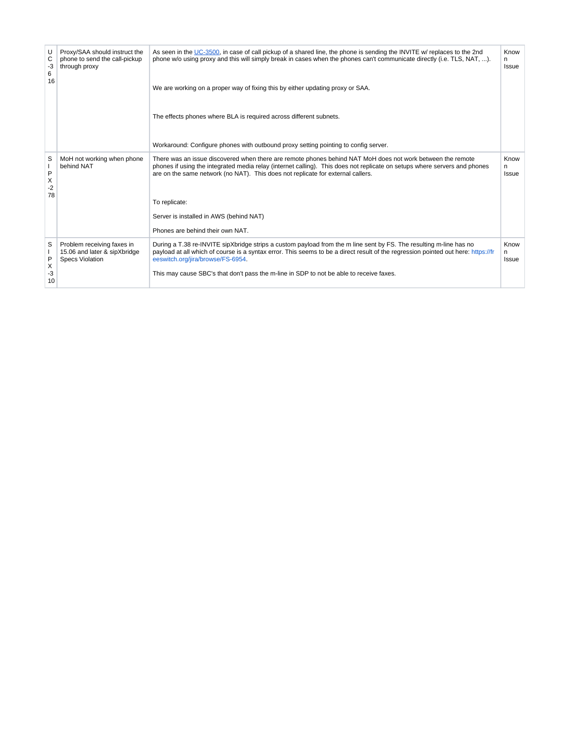| | | | |
|---|---|---|---|
| UC-3616 | Proxy/SAA should instruct the phone to send the call-pickup through proxy | As seen in the UC-3500, in case of call pickup of a shared line, the phone is sending the INVITE w/ replaces to the 2nd phone w/o using proxy and this will simply break in cases when the phones can't communicate directly (i.e. TLS, NAT, ...).<br><br>We are working on a proper way of fixing this by either updating proxy or SAA.<br><br>The effects phones where BLA is required across different subnets.<br><br>Workaround: Configure phones with outbound proxy setting pointing to config server. | Known Issue |
| SIPX-278 | MoH not working when phone behind NAT | There was an issue discovered when there are remote phones behind NAT MoH does not work between the remote phones if using the integrated media relay (internet calling). This does not replicate on setups where servers and phones are on the same network (no NAT). This does not replicate for external callers.<br><br>To replicate:<br><br>Server is installed in AWS (behind NAT)<br><br>Phones are behind their own NAT. | Known Issue |
| SIPX-310 | Problem receiving faxes in 15.06 and later & sipXbridge Specs Violation | During a T.38 re-INVITE sipXbridge strips a custom payload from the m line sent by FS. The resulting m-line has no payload at all which of course is a syntax error. This seems to be a direct result of the regression pointed out here: https://freeswitch.org/jira/browse/FS-6954.<br><br>This may cause SBC's that don't pass the m-line in SDP to not be able to receive faxes. | Known Issue |